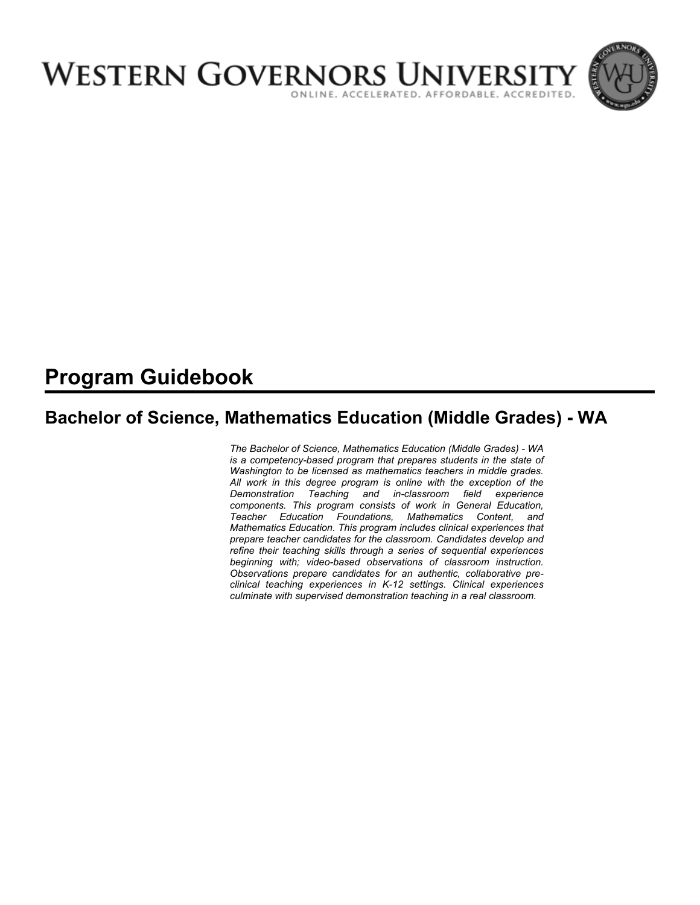# WESTERN GOVERNORS UNIVERSITY

ONLINE. ACCELERATED. AFFORDABLE. ACCREDITED.

# Program Guidebook

## Bachelor of Science, Mathematics Education (Middle Grades) - WA

*The Bachelor of Science, Mathematics Education (Middle Grades) - WA is a competency-based program that prepares students in the state of Washington to be licensed as mathematics teachers in middle grades. All work in this degree program is online with the exception of the Demonstration Teaching and in-classroom field experience components. This program consists of work in General Education, Teacher Education Foundations, Mathematics Content, and Mathematics Education. This program includes clinical experiences that prepare teacher candidates for the classroom. Candidates develop and refine their teaching skills through a series of sequential experiences beginning with; video-based observations of classroom instruction. Observations prepare candidates for an authentic, collaborative pre-clinical teaching experiences in K-12 settings. Clinical experiences culminate with supervised demonstration teaching in a real classroom.*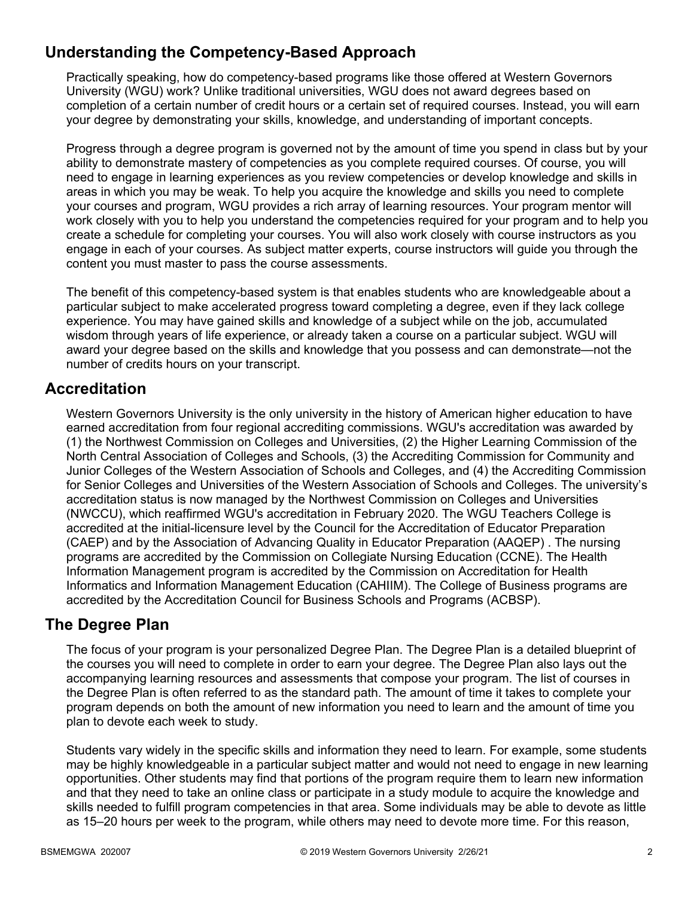## Understanding the Competency-Based Approach

Practically speaking, how do competency-based programs like those offered at Western Governors University (WGU) work? Unlike traditional universities, WGU does not award degrees based on completion of a certain number of credit hours or a certain set of required courses. Instead, you will earn your degree by demonstrating your skills, knowledge, and understanding of important concepts.

Progress through a degree program is governed not by the amount of time you spend in class but by your ability to demonstrate mastery of competencies as you complete required courses. Of course, you will need to engage in learning experiences as you review competencies or develop knowledge and skills in areas in which you may be weak. To help you acquire the knowledge and skills you need to complete your courses and program, WGU provides a rich array of learning resources. Your program mentor will work closely with you to help you understand the competencies required for your program and to help you create a schedule for completing your courses. You will also work closely with course instructors as you engage in each of your courses. As subject matter experts, course instructors will guide you through the content you must master to pass the course assessments.

The benefit of this competency-based system is that enables students who are knowledgeable about a particular subject to make accelerated progress toward completing a degree, even if they lack college experience. You may have gained skills and knowledge of a subject while on the job, accumulated wisdom through years of life experience, or already taken a course on a particular subject. WGU will award your degree based on the skills and knowledge that you possess and can demonstrate—not the number of credits hours on your transcript.

## Accreditation

Western Governors University is the only university in the history of American higher education to have earned accreditation from four regional accrediting commissions. WGU's accreditation was awarded by (1) the Northwest Commission on Colleges and Universities, (2) the Higher Learning Commission of the North Central Association of Colleges and Schools, (3) the Accrediting Commission for Community and Junior Colleges of the Western Association of Schools and Colleges, and (4) the Accrediting Commission for Senior Colleges and Universities of the Western Association of Schools and Colleges. The university's accreditation status is now managed by the Northwest Commission on Colleges and Universities (NWCCU), which reaffirmed WGU's accreditation in February 2020. The WGU Teachers College is accredited at the initial-licensure level by the Council for the Accreditation of Educator Preparation (CAEP) and by the Association of Advancing Quality in Educator Preparation (AAQEP) . The nursing programs are accredited by the Commission on Collegiate Nursing Education (CCNE). The Health Information Management program is accredited by the Commission on Accreditation for Health Informatics and Information Management Education (CAHIIM). The College of Business programs are accredited by the Accreditation Council for Business Schools and Programs (ACBSP).

## The Degree Plan

The focus of your program is your personalized Degree Plan. The Degree Plan is a detailed blueprint of the courses you will need to complete in order to earn your degree. The Degree Plan also lays out the accompanying learning resources and assessments that compose your program. The list of courses in the Degree Plan is often referred to as the standard path. The amount of time it takes to complete your program depends on both the amount of new information you need to learn and the amount of time you plan to devote each week to study.

Students vary widely in the specific skills and information they need to learn. For example, some students may be highly knowledgeable in a particular subject matter and would not need to engage in new learning opportunities. Other students may find that portions of the program require them to learn new information and that they need to take an online class or participate in a study module to acquire the knowledge and skills needed to fulfill program competencies in that area. Some individuals may be able to devote as little as 15–20 hours per week to the program, while others may need to devote more time. For this reason,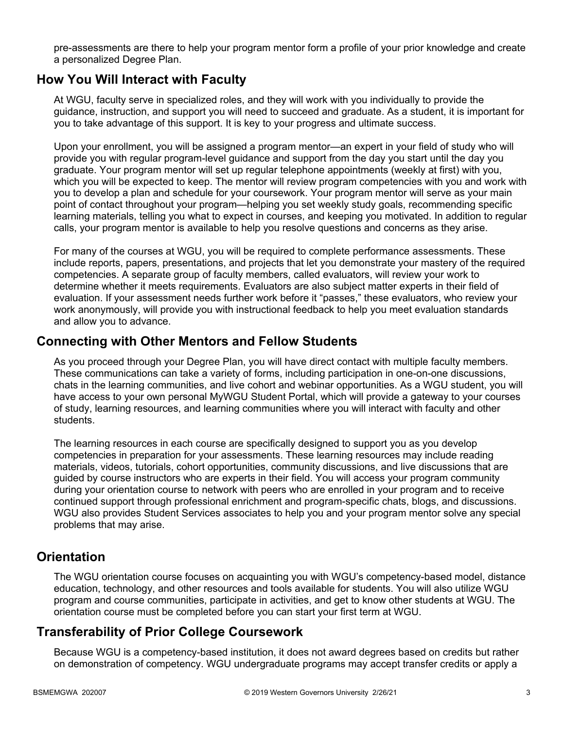pre-assessments are there to help your program mentor form a profile of your prior knowledge and create a personalized Degree Plan.

## How You Will Interact with Faculty

At WGU, faculty serve in specialized roles, and they will work with you individually to provide the guidance, instruction, and support you will need to succeed and graduate. As a student, it is important for you to take advantage of this support. It is key to your progress and ultimate success.

Upon your enrollment, you will be assigned a program mentor—an expert in your field of study who will provide you with regular program-level guidance and support from the day you start until the day you graduate. Your program mentor will set up regular telephone appointments (weekly at first) with you, which you will be expected to keep. The mentor will review program competencies with you and work with you to develop a plan and schedule for your coursework. Your program mentor will serve as your main point of contact throughout your program—helping you set weekly study goals, recommending specific learning materials, telling you what to expect in courses, and keeping you motivated. In addition to regular calls, your program mentor is available to help you resolve questions and concerns as they arise.

For many of the courses at WGU, you will be required to complete performance assessments. These include reports, papers, presentations, and projects that let you demonstrate your mastery of the required competencies. A separate group of faculty members, called evaluators, will review your work to determine whether it meets requirements. Evaluators are also subject matter experts in their field of evaluation. If your assessment needs further work before it "passes," these evaluators, who review your work anonymously, will provide you with instructional feedback to help you meet evaluation standards and allow you to advance.

## Connecting with Other Mentors and Fellow Students

As you proceed through your Degree Plan, you will have direct contact with multiple faculty members. These communications can take a variety of forms, including participation in one-on-one discussions, chats in the learning communities, and live cohort and webinar opportunities. As a WGU student, you will have access to your own personal MyWGU Student Portal, which will provide a gateway to your courses of study, learning resources, and learning communities where you will interact with faculty and other students.

The learning resources in each course are specifically designed to support you as you develop competencies in preparation for your assessments. These learning resources may include reading materials, videos, tutorials, cohort opportunities, community discussions, and live discussions that are guided by course instructors who are experts in their field. You will access your program community during your orientation course to network with peers who are enrolled in your program and to receive continued support through professional enrichment and program-specific chats, blogs, and discussions. WGU also provides Student Services associates to help you and your program mentor solve any special problems that may arise.

## Orientation

The WGU orientation course focuses on acquainting you with WGU's competency-based model, distance education, technology, and other resources and tools available for students. You will also utilize WGU program and course communities, participate in activities, and get to know other students at WGU. The orientation course must be completed before you can start your first term at WGU.

## Transferability of Prior College Coursework

Because WGU is a competency-based institution, it does not award degrees based on credits but rather on demonstration of competency. WGU undergraduate programs may accept transfer credits or apply a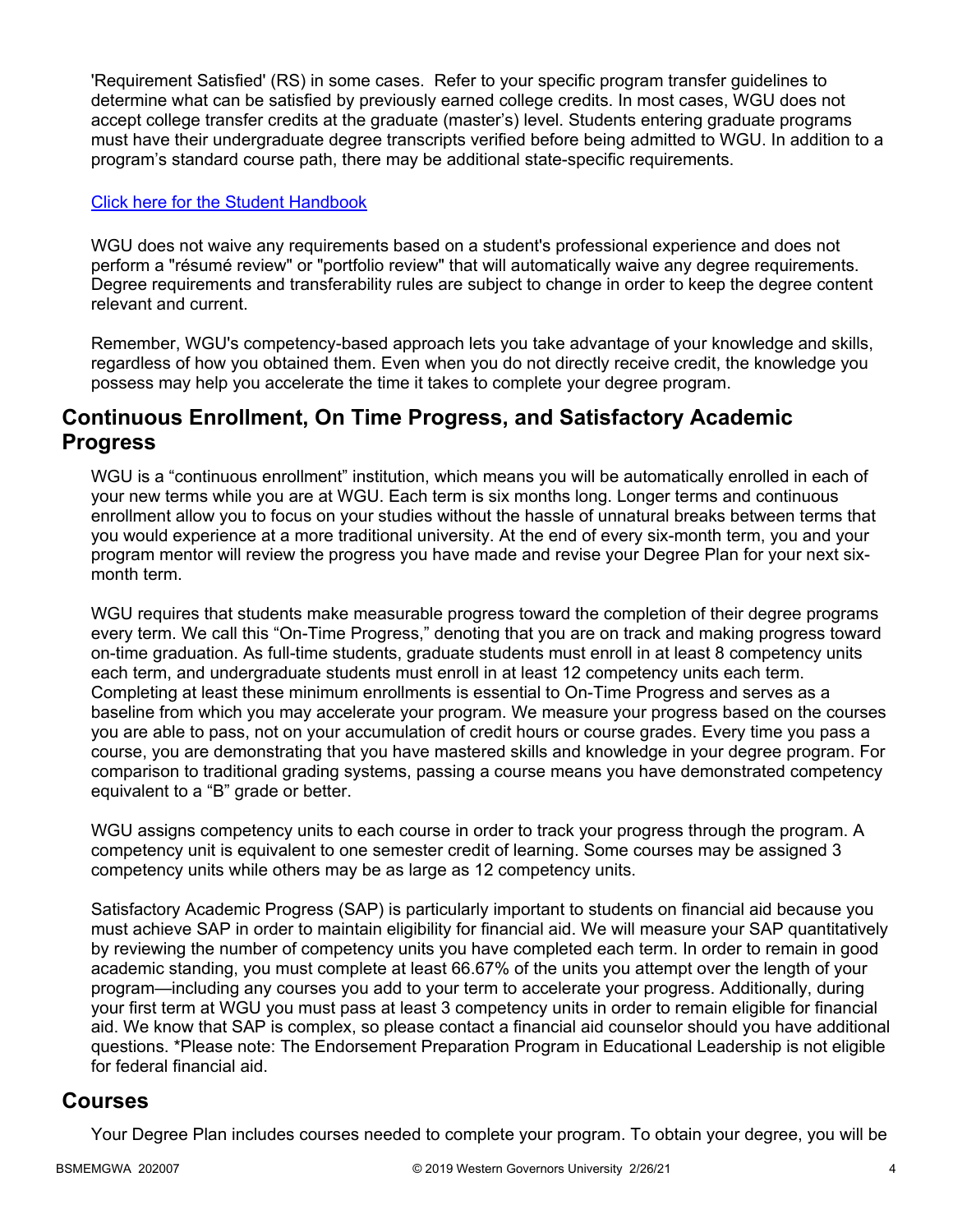'Requirement Satisfied' (RS) in some cases. Refer to your specific program transfer guidelines to determine what can be satisfied by previously earned college credits. In most cases, WGU does not accept college transfer credits at the graduate (master's) level. Students entering graduate programs must have their undergraduate degree transcripts verified before being admitted to WGU. In addition to a program's standard course path, there may be additional state-specific requirements.

[Click here for the Student Handbook]

WGU does not waive any requirements based on a student's professional experience and does not perform a "résumé review" or "portfolio review" that will automatically waive any degree requirements. Degree requirements and transferability rules are subject to change in order to keep the degree content relevant and current.

Remember, WGU's competency-based approach lets you take advantage of your knowledge and skills, regardless of how you obtained them. Even when you do not directly receive credit, the knowledge you possess may help you accelerate the time it takes to complete your degree program.

## Continuous Enrollment, On Time Progress, and Satisfactory Academic Progress

WGU is a "continuous enrollment" institution, which means you will be automatically enrolled in each of your new terms while you are at WGU. Each term is six months long. Longer terms and continuous enrollment allow you to focus on your studies without the hassle of unnatural breaks between terms that you would experience at a more traditional university. At the end of every six-month term, you and your program mentor will review the progress you have made and revise your Degree Plan for your next six-month term.

WGU requires that students make measurable progress toward the completion of their degree programs every term. We call this "On-Time Progress," denoting that you are on track and making progress toward on-time graduation. As full-time students, graduate students must enroll in at least 8 competency units each term, and undergraduate students must enroll in at least 12 competency units each term. Completing at least these minimum enrollments is essential to On-Time Progress and serves as a baseline from which you may accelerate your program. We measure your progress based on the courses you are able to pass, not on your accumulation of credit hours or course grades. Every time you pass a course, you are demonstrating that you have mastered skills and knowledge in your degree program. For comparison to traditional grading systems, passing a course means you have demonstrated competency equivalent to a "B" grade or better.

WGU assigns competency units to each course in order to track your progress through the program. A competency unit is equivalent to one semester credit of learning. Some courses may be assigned 3 competency units while others may be as large as 12 competency units.

Satisfactory Academic Progress (SAP) is particularly important to students on financial aid because you must achieve SAP in order to maintain eligibility for financial aid. We will measure your SAP quantitatively by reviewing the number of competency units you have completed each term. In order to remain in good academic standing, you must complete at least 66.67% of the units you attempt over the length of your program—including any courses you add to your term to accelerate your progress. Additionally, during your first term at WGU you must pass at least 3 competency units in order to remain eligible for financial aid. We know that SAP is complex, so please contact a financial aid counselor should you have additional questions. *Please note: The Endorsement Preparation Program in Educational Leadership is not eligible for federal financial aid.

## Courses

Your Degree Plan includes courses needed to complete your program. To obtain your degree, you will be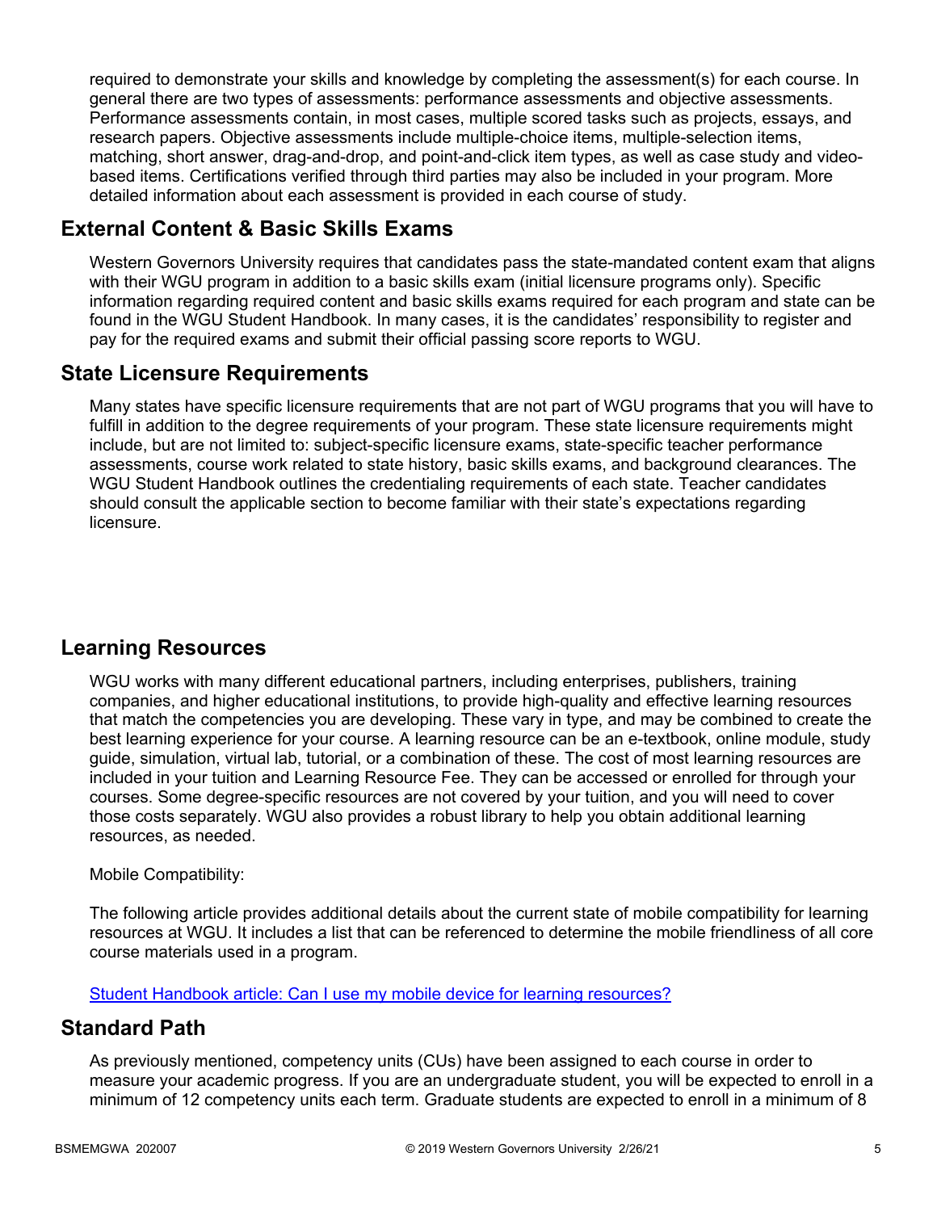required to demonstrate your skills and knowledge by completing the assessment(s) for each course. In general there are two types of assessments: performance assessments and objective assessments. Performance assessments contain, in most cases, multiple scored tasks such as projects, essays, and research papers. Objective assessments include multiple-choice items, multiple-selection items, matching, short answer, drag-and-drop, and point-and-click item types, as well as case study and video-based items. Certifications verified through third parties may also be included in your program. More detailed information about each assessment is provided in each course of study.

## External Content & Basic Skills Exams

Western Governors University requires that candidates pass the state-mandated content exam that aligns with their WGU program in addition to a basic skills exam (initial licensure programs only). Specific information regarding required content and basic skills exams required for each program and state can be found in the WGU Student Handbook. In many cases, it is the candidates' responsibility to register and pay for the required exams and submit their official passing score reports to WGU.

## State Licensure Requirements

Many states have specific licensure requirements that are not part of WGU programs that you will have to fulfill in addition to the degree requirements of your program. These state licensure requirements might include, but are not limited to: subject-specific licensure exams, state-specific teacher performance assessments, course work related to state history, basic skills exams, and background clearances. The WGU Student Handbook outlines the credentialing requirements of each state. Teacher candidates should consult the applicable section to become familiar with their state's expectations regarding licensure.

## Learning Resources

WGU works with many different educational partners, including enterprises, publishers, training companies, and higher educational institutions, to provide high-quality and effective learning resources that match the competencies you are developing. These vary in type, and may be combined to create the best learning experience for your course. A learning resource can be an e-textbook, online module, study guide, simulation, virtual lab, tutorial, or a combination of these. The cost of most learning resources are included in your tuition and Learning Resource Fee. They can be accessed or enrolled for through your courses. Some degree-specific resources are not covered by your tuition, and you will need to cover those costs separately. WGU also provides a robust library to help you obtain additional learning resources, as needed.

Mobile Compatibility:

The following article provides additional details about the current state of mobile compatibility for learning resources at WGU. It includes a list that can be referenced to determine the mobile friendliness of all core course materials used in a program.

[Student Handbook article: Can I use my mobile device for learning resources?]

## Standard Path

As previously mentioned, competency units (CUs) have been assigned to each course in order to measure your academic progress. If you are an undergraduate student, you will be expected to enroll in a minimum of 12 competency units each term. Graduate students are expected to enroll in a minimum of 8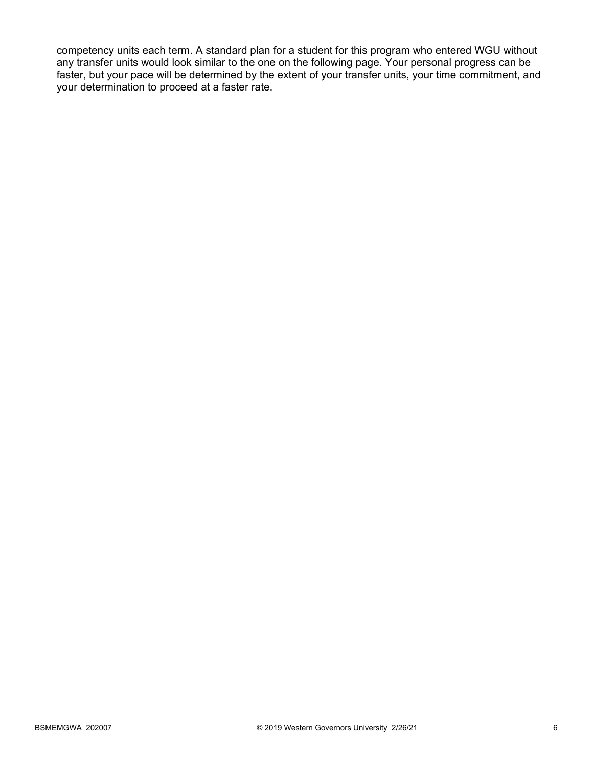competency units each term. A standard plan for a student for this program who entered WGU without any transfer units would look similar to the one on the following page. Your personal progress can be faster, but your pace will be determined by the extent of your transfer units, your time commitment, and your determination to proceed at a faster rate.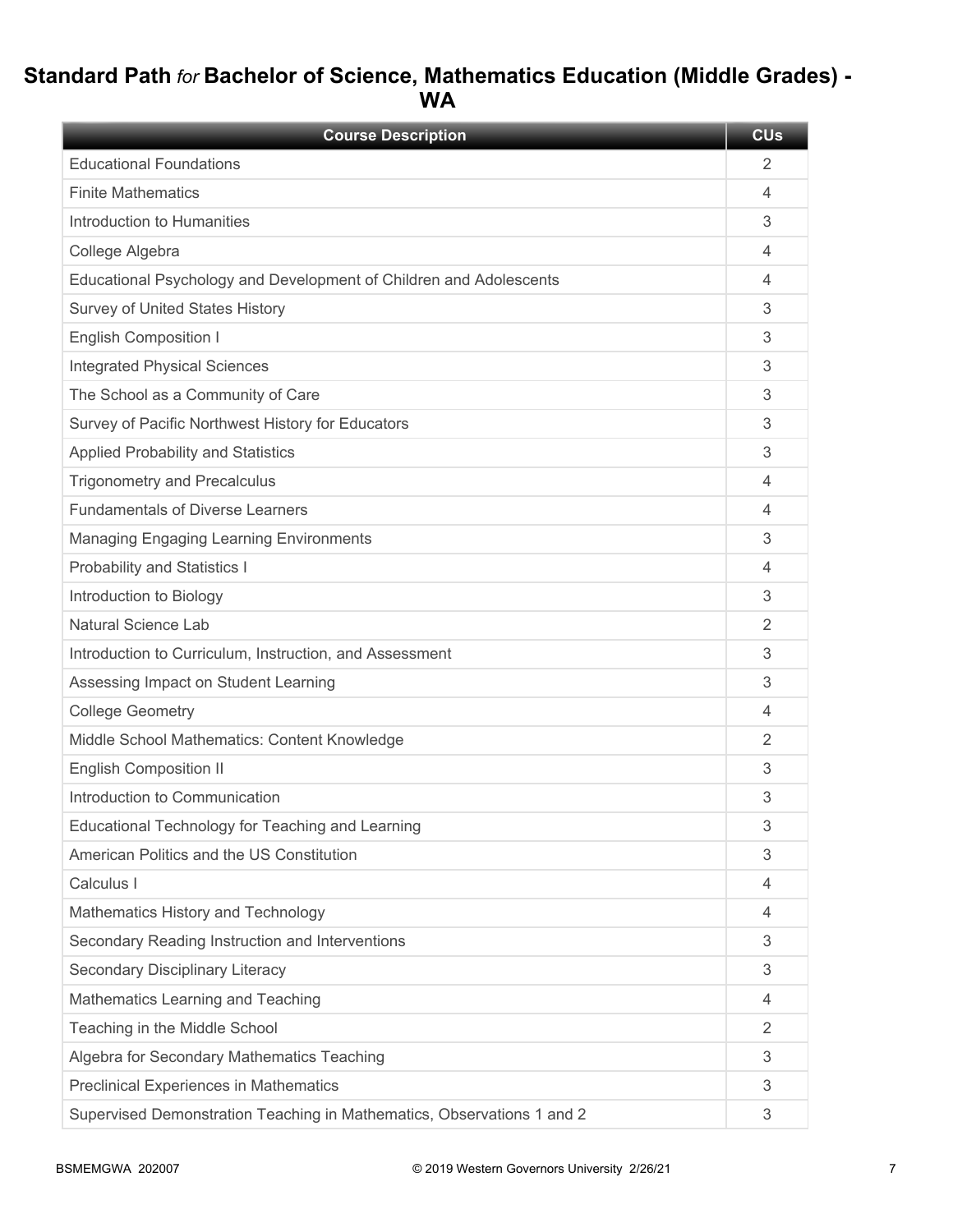# Standard Path *for* Bachelor of Science, Mathematics Education (Middle Grades) - WA

| Course Description | CUs |
|---|---|
| Educational Foundations | 2 |
| Finite Mathematics | 4 |
| Introduction to Humanities | 3 |
| College Algebra | 4 |
| Educational Psychology and Development of Children and Adolescents | 4 |
| Survey of United States History | 3 |
| English Composition I | 3 |
| Integrated Physical Sciences | 3 |
| The School as a Community of Care | 3 |
| Survey of Pacific Northwest History for Educators | 3 |
| Applied Probability and Statistics | 3 |
| Trigonometry and Precalculus | 4 |
| Fundamentals of Diverse Learners | 4 |
| Managing Engaging Learning Environments | 3 |
| Probability and Statistics I | 4 |
| Introduction to Biology | 3 |
| Natural Science Lab | 2 |
| Introduction to Curriculum, Instruction, and Assessment | 3 |
| Assessing Impact on Student Learning | 3 |
| College Geometry | 4 |
| Middle School Mathematics: Content Knowledge | 2 |
| English Composition II | 3 |
| Introduction to Communication | 3 |
| Educational Technology for Teaching and Learning | 3 |
| American Politics and the US Constitution | 3 |
| Calculus I | 4 |
| Mathematics History and Technology | 4 |
| Secondary Reading Instruction and Interventions | 3 |
| Secondary Disciplinary Literacy | 3 |
| Mathematics Learning and Teaching | 4 |
| Teaching in the Middle School | 2 |
| Algebra for Secondary Mathematics Teaching | 3 |
| Preclinical Experiences in Mathematics | 3 |
| Supervised Demonstration Teaching in Mathematics, Observations 1 and 2 | 3 |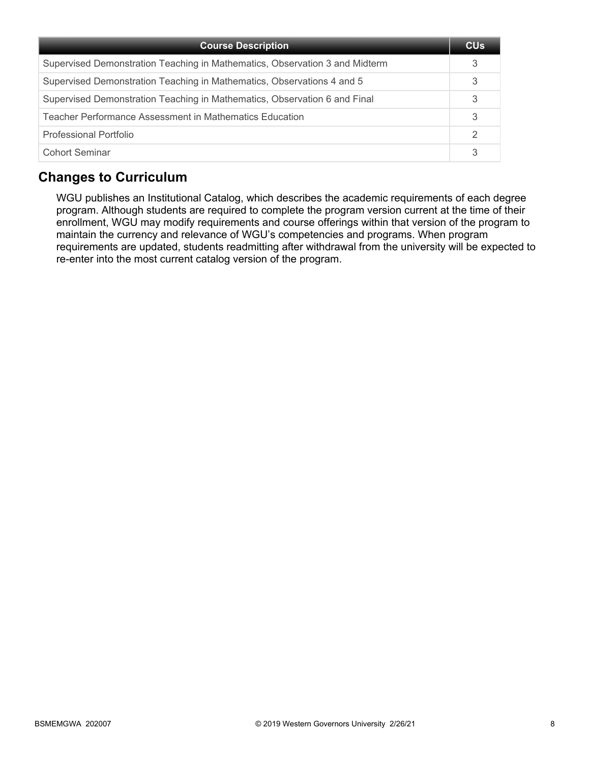| Course Description | CUs |
| --- | --- |
| Supervised Demonstration Teaching in Mathematics, Observation 3 and Midterm | 3 |
| Supervised Demonstration Teaching in Mathematics, Observations 4 and 5 | 3 |
| Supervised Demonstration Teaching in Mathematics, Observation 6 and Final | 3 |
| Teacher Performance Assessment in Mathematics Education | 3 |
| Professional Portfolio | 2 |
| Cohort Seminar | 3 |

## Changes to Curriculum

WGU publishes an Institutional Catalog, which describes the academic requirements of each degree program. Although students are required to complete the program version current at the time of their enrollment, WGU may modify requirements and course offerings within that version of the program to maintain the currency and relevance of WGU's competencies and programs. When program requirements are updated, students readmitting after withdrawal from the university will be expected to re-enter into the most current catalog version of the program.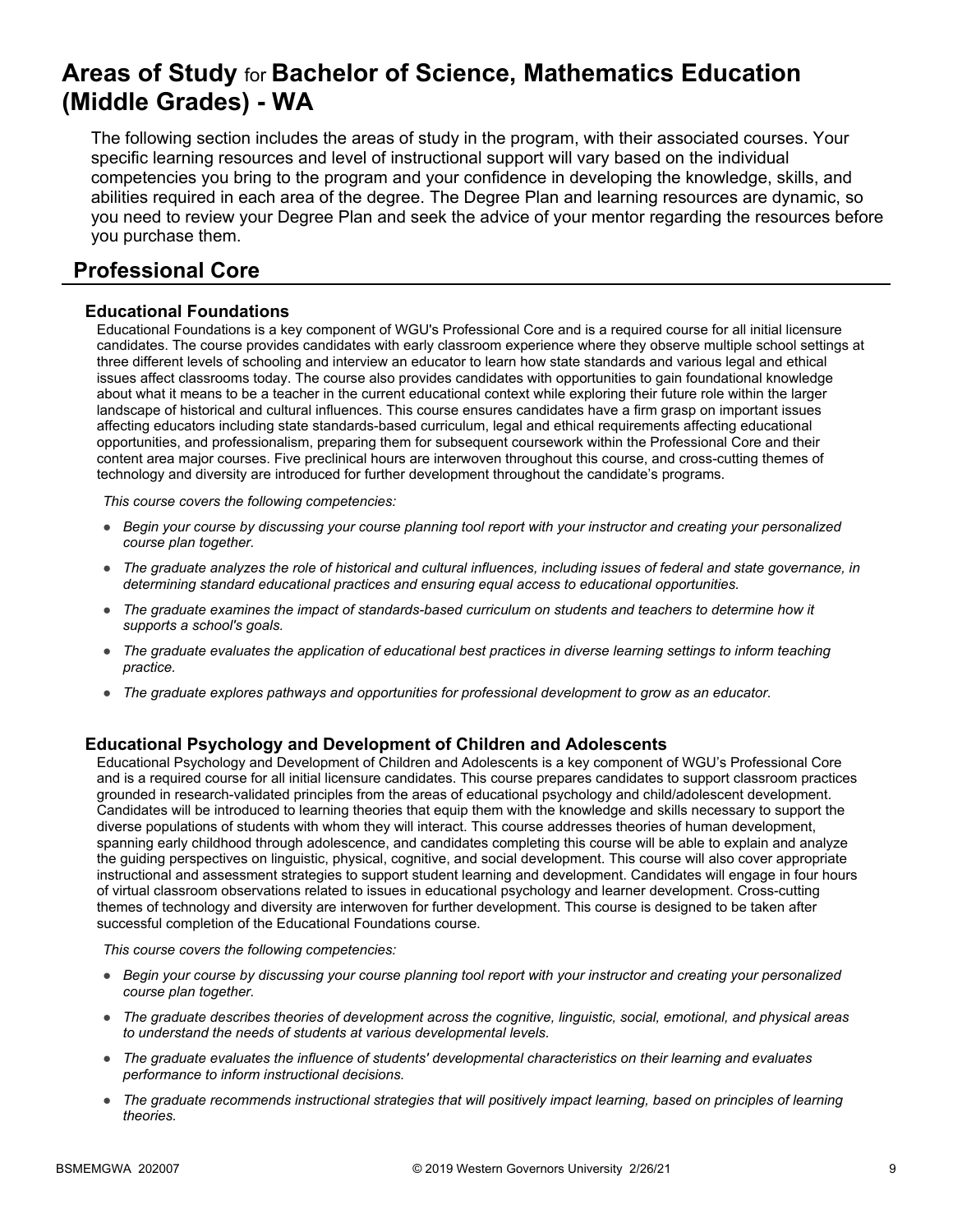# Areas of Study for Bachelor of Science, Mathematics Education (Middle Grades) - WA

The following section includes the areas of study in the program, with their associated courses. Your specific learning resources and level of instructional support will vary based on the individual competencies you bring to the program and your confidence in developing the knowledge, skills, and abilities required in each area of the degree. The Degree Plan and learning resources are dynamic, so you need to review your Degree Plan and seek the advice of your mentor regarding the resources before you purchase them.

## Professional Core

### Educational Foundations

Educational Foundations is a key component of WGU's Professional Core and is a required course for all initial licensure candidates. The course provides candidates with early classroom experience where they observe multiple school settings at three different levels of schooling and interview an educator to learn how state standards and various legal and ethical issues affect classrooms today. The course also provides candidates with opportunities to gain foundational knowledge about what it means to be a teacher in the current educational context while exploring their future role within the larger landscape of historical and cultural influences. This course ensures candidates have a firm grasp on important issues affecting educators including state standards-based curriculum, legal and ethical requirements affecting educational opportunities, and professionalism, preparing them for subsequent coursework within the Professional Core and their content area major courses. Five preclinical hours are interwoven throughout this course, and cross-cutting themes of technology and diversity are introduced for further development throughout the candidate's programs.

*This course covers the following competencies:*

- *Begin your course by discussing your course planning tool report with your instructor and creating your personalized course plan together.*
- *The graduate analyzes the role of historical and cultural influences, including issues of federal and state governance, in determining standard educational practices and ensuring equal access to educational opportunities.*
- *The graduate examines the impact of standards-based curriculum on students and teachers to determine how it supports a school's goals.*
- *The graduate evaluates the application of educational best practices in diverse learning settings to inform teaching practice.*
- *The graduate explores pathways and opportunities for professional development to grow as an educator.*

### Educational Psychology and Development of Children and Adolescents

Educational Psychology and Development of Children and Adolescents is a key component of WGU's Professional Core and is a required course for all initial licensure candidates. This course prepares candidates to support classroom practices grounded in research-validated principles from the areas of educational psychology and child/adolescent development. Candidates will be introduced to learning theories that equip them with the knowledge and skills necessary to support the diverse populations of students with whom they will interact. This course addresses theories of human development, spanning early childhood through adolescence, and candidates completing this course will be able to explain and analyze the guiding perspectives on linguistic, physical, cognitive, and social development. This course will also cover appropriate instructional and assessment strategies to support student learning and development. Candidates will engage in four hours of virtual classroom observations related to issues in educational psychology and learner development. Cross-cutting themes of technology and diversity are interwoven for further development. This course is designed to be taken after successful completion of the Educational Foundations course.

*This course covers the following competencies:*

- *Begin your course by discussing your course planning tool report with your instructor and creating your personalized course plan together.*
- *The graduate describes theories of development across the cognitive, linguistic, social, emotional, and physical areas to understand the needs of students at various developmental levels.*
- *The graduate evaluates the influence of students' developmental characteristics on their learning and evaluates performance to inform instructional decisions.*
- *The graduate recommends instructional strategies that will positively impact learning, based on principles of learning theories.*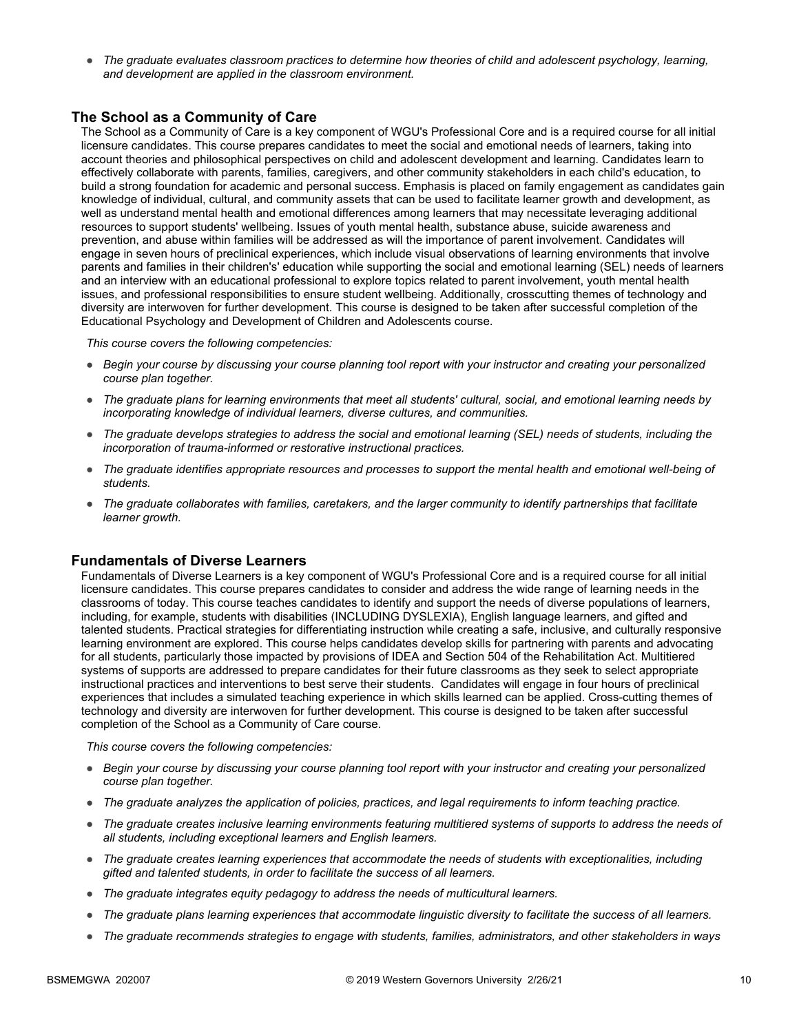- *The graduate evaluates classroom practices to determine how theories of child and adolescent psychology, learning, and development are applied in the classroom environment.*

### The School as a Community of Care

The School as a Community of Care is a key component of WGU's Professional Core and is a required course for all initial licensure candidates. This course prepares candidates to meet the social and emotional needs of learners, taking into account theories and philosophical perspectives on child and adolescent development and learning. Candidates learn to effectively collaborate with parents, families, caregivers, and other community stakeholders in each child's education, to build a strong foundation for academic and personal success. Emphasis is placed on family engagement as candidates gain knowledge of individual, cultural, and community assets that can be used to facilitate learner growth and development, as well as understand mental health and emotional differences among learners that may necessitate leveraging additional resources to support students' wellbeing. Issues of youth mental health, substance abuse, suicide awareness and prevention, and abuse within families will be addressed as will the importance of parent involvement. Candidates will engage in seven hours of preclinical experiences, which include visual observations of learning environments that involve parents and families in their children's' education while supporting the social and emotional learning (SEL) needs of learners and an interview with an educational professional to explore topics related to parent involvement, youth mental health issues, and professional responsibilities to ensure student wellbeing. Additionally, crosscutting themes of technology and diversity are interwoven for further development. This course is designed to be taken after successful completion of the Educational Psychology and Development of Children and Adolescents course.

*This course covers the following competencies:*

- *Begin your course by discussing your course planning tool report with your instructor and creating your personalized course plan together.*
- *The graduate plans for learning environments that meet all students' cultural, social, and emotional learning needs by incorporating knowledge of individual learners, diverse cultures, and communities.*
- *The graduate develops strategies to address the social and emotional learning (SEL) needs of students, including the incorporation of trauma-informed or restorative instructional practices.*
- *The graduate identifies appropriate resources and processes to support the mental health and emotional well-being of students.*
- *The graduate collaborates with families, caretakers, and the larger community to identify partnerships that facilitate learner growth.*

### Fundamentals of Diverse Learners

Fundamentals of Diverse Learners is a key component of WGU's Professional Core and is a required course for all initial licensure candidates. This course prepares candidates to consider and address the wide range of learning needs in the classrooms of today. This course teaches candidates to identify and support the needs of diverse populations of learners, including, for example, students with disabilities (INCLUDING DYSLEXIA), English language learners, and gifted and talented students. Practical strategies for differentiating instruction while creating a safe, inclusive, and culturally responsive learning environment are explored. This course helps candidates develop skills for partnering with parents and advocating for all students, particularly those impacted by provisions of IDEA and Section 504 of the Rehabilitation Act. Multitiered systems of supports are addressed to prepare candidates for their future classrooms as they seek to select appropriate instructional practices and interventions to best serve their students. Candidates will engage in four hours of preclinical experiences that includes a simulated teaching experience in which skills learned can be applied. Cross-cutting themes of technology and diversity are interwoven for further development. This course is designed to be taken after successful completion of the School as a Community of Care course.

*This course covers the following competencies:*

- *Begin your course by discussing your course planning tool report with your instructor and creating your personalized course plan together.*
- *The graduate analyzes the application of policies, practices, and legal requirements to inform teaching practice.*
- *The graduate creates inclusive learning environments featuring multitiered systems of supports to address the needs of all students, including exceptional learners and English learners.*
- *The graduate creates learning experiences that accommodate the needs of students with exceptionalities, including gifted and talented students, in order to facilitate the success of all learners.*
- *The graduate integrates equity pedagogy to address the needs of multicultural learners.*
- *The graduate plans learning experiences that accommodate linguistic diversity to facilitate the success of all learners.*
- *The graduate recommends strategies to engage with students, families, administrators, and other stakeholders in ways*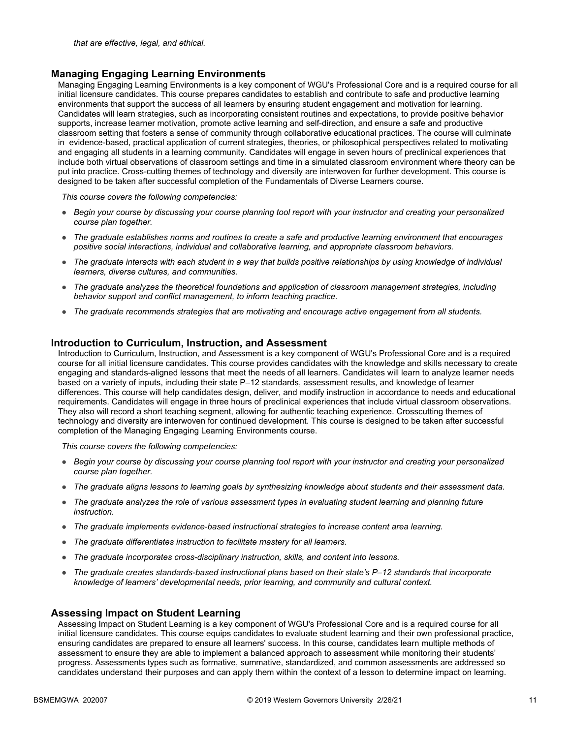*that are effective, legal, and ethical.*

### Managing Engaging Learning Environments

Managing Engaging Learning Environments is a key component of WGU's Professional Core and is a required course for all initial licensure candidates. This course prepares candidates to establish and contribute to safe and productive learning environments that support the success of all learners by ensuring student engagement and motivation for learning. Candidates will learn strategies, such as incorporating consistent routines and expectations, to provide positive behavior supports, increase learner motivation, promote active learning and self-direction, and ensure a safe and productive classroom setting that fosters a sense of community through collaborative educational practices. The course will culminate in evidence-based, practical application of current strategies, theories, or philosophical perspectives related to motivating and engaging all students in a learning community. Candidates will engage in seven hours of preclinical experiences that include both virtual observations of classroom settings and time in a simulated classroom environment where theory can be put into practice. Cross-cutting themes of technology and diversity are interwoven for further development. This course is designed to be taken after successful completion of the Fundamentals of Diverse Learners course.

*This course covers the following competencies:*

- *Begin your course by discussing your course planning tool report with your instructor and creating your personalized course plan together.*
- *The graduate establishes norms and routines to create a safe and productive learning environment that encourages positive social interactions, individual and collaborative learning, and appropriate classroom behaviors.*
- *The graduate interacts with each student in a way that builds positive relationships by using knowledge of individual learners, diverse cultures, and communities.*
- *The graduate analyzes the theoretical foundations and application of classroom management strategies, including behavior support and conflict management, to inform teaching practice.*
- *The graduate recommends strategies that are motivating and encourage active engagement from all students.*

### Introduction to Curriculum, Instruction, and Assessment

Introduction to Curriculum, Instruction, and Assessment is a key component of WGU's Professional Core and is a required course for all initial licensure candidates. This course provides candidates with the knowledge and skills necessary to create engaging and standards-aligned lessons that meet the needs of all learners. Candidates will learn to analyze learner needs based on a variety of inputs, including their state P–12 standards, assessment results, and knowledge of learner differences. This course will help candidates design, deliver, and modify instruction in accordance to needs and educational requirements. Candidates will engage in three hours of preclinical experiences that include virtual classroom observations. They also will record a short teaching segment, allowing for authentic teaching experience. Crosscutting themes of technology and diversity are interwoven for continued development. This course is designed to be taken after successful completion of the Managing Engaging Learning Environments course.

*This course covers the following competencies:*

- *Begin your course by discussing your course planning tool report with your instructor and creating your personalized course plan together.*
- *The graduate aligns lessons to learning goals by synthesizing knowledge about students and their assessment data.*
- *The graduate analyzes the role of various assessment types in evaluating student learning and planning future instruction.*
- *The graduate implements evidence-based instructional strategies to increase content area learning.*
- *The graduate differentiates instruction to facilitate mastery for all learners.*
- *The graduate incorporates cross-disciplinary instruction, skills, and content into lessons.*
- *The graduate creates standards-based instructional plans based on their state's P–12 standards that incorporate knowledge of learners' developmental needs, prior learning, and community and cultural context.*

### Assessing Impact on Student Learning

Assessing Impact on Student Learning is a key component of WGU's Professional Core and is a required course for all initial licensure candidates. This course equips candidates to evaluate student learning and their own professional practice, ensuring candidates are prepared to ensure all learners' success. In this course, candidates learn multiple methods of assessment to ensure they are able to implement a balanced approach to assessment while monitoring their students' progress. Assessments types such as formative, summative, standardized, and common assessments are addressed so candidates understand their purposes and can apply them within the context of a lesson to determine impact on learning.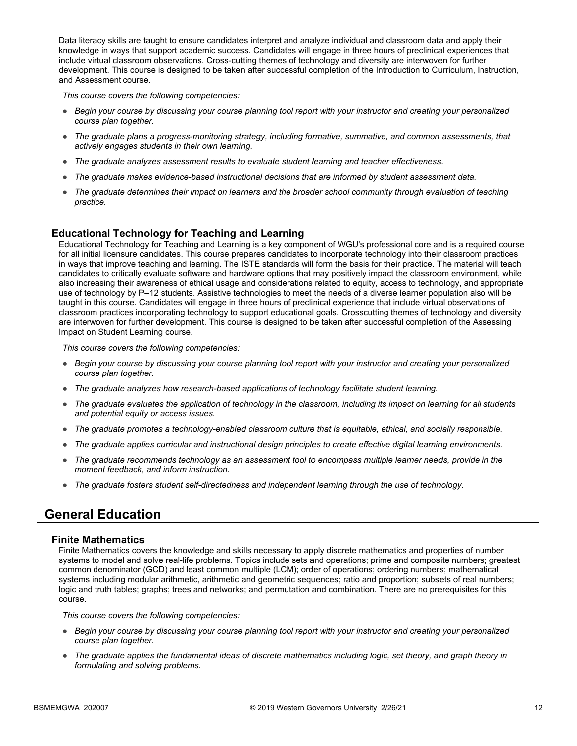Data literacy skills are taught to ensure candidates interpret and analyze individual and classroom data and apply their knowledge in ways that support academic success. Candidates will engage in three hours of preclinical experiences that include virtual classroom observations. Cross-cutting themes of technology and diversity are interwoven for further development. This course is designed to be taken after successful completion of the Introduction to Curriculum, Instruction, and Assessment course.

*This course covers the following competencies:*

- *Begin your course by discussing your course planning tool report with your instructor and creating your personalized course plan together.*
- *The graduate plans a progress-monitoring strategy, including formative, summative, and common assessments, that actively engages students in their own learning.*
- *The graduate analyzes assessment results to evaluate student learning and teacher effectiveness.*
- *The graduate makes evidence-based instructional decisions that are informed by student assessment data.*
- *The graduate determines their impact on learners and the broader school community through evaluation of teaching practice.*

### Educational Technology for Teaching and Learning

Educational Technology for Teaching and Learning is a key component of WGU's professional core and is a required course for all initial licensure candidates. This course prepares candidates to incorporate technology into their classroom practices in ways that improve teaching and learning. The ISTE standards will form the basis for their practice. The material will teach candidates to critically evaluate software and hardware options that may positively impact the classroom environment, while also increasing their awareness of ethical usage and considerations related to equity, access to technology, and appropriate use of technology by P–12 students. Assistive technologies to meet the needs of a diverse learner population also will be taught in this course. Candidates will engage in three hours of preclinical experience that include virtual observations of classroom practices incorporating technology to support educational goals. Crosscutting themes of technology and diversity are interwoven for further development. This course is designed to be taken after successful completion of the Assessing Impact on Student Learning course.

*This course covers the following competencies:*

- *Begin your course by discussing your course planning tool report with your instructor and creating your personalized course plan together.*
- *The graduate analyzes how research-based applications of technology facilitate student learning.*
- *The graduate evaluates the application of technology in the classroom, including its impact on learning for all students and potential equity or access issues.*
- *The graduate promotes a technology-enabled classroom culture that is equitable, ethical, and socially responsible.*
- *The graduate applies curricular and instructional design principles to create effective digital learning environments.*
- *The graduate recommends technology as an assessment tool to encompass multiple learner needs, provide in the moment feedback, and inform instruction.*
- *The graduate fosters student self-directedness and independent learning through the use of technology.*

## General Education

### Finite Mathematics

Finite Mathematics covers the knowledge and skills necessary to apply discrete mathematics and properties of number systems to model and solve real-life problems. Topics include sets and operations; prime and composite numbers; greatest common denominator (GCD) and least common multiple (LCM); order of operations; ordering numbers; mathematical systems including modular arithmetic, arithmetic and geometric sequences; ratio and proportion; subsets of real numbers; logic and truth tables; graphs; trees and networks; and permutation and combination. There are no prerequisites for this course.

*This course covers the following competencies:*

- *Begin your course by discussing your course planning tool report with your instructor and creating your personalized course plan together.*
- *The graduate applies the fundamental ideas of discrete mathematics including logic, set theory, and graph theory in formulating and solving problems.*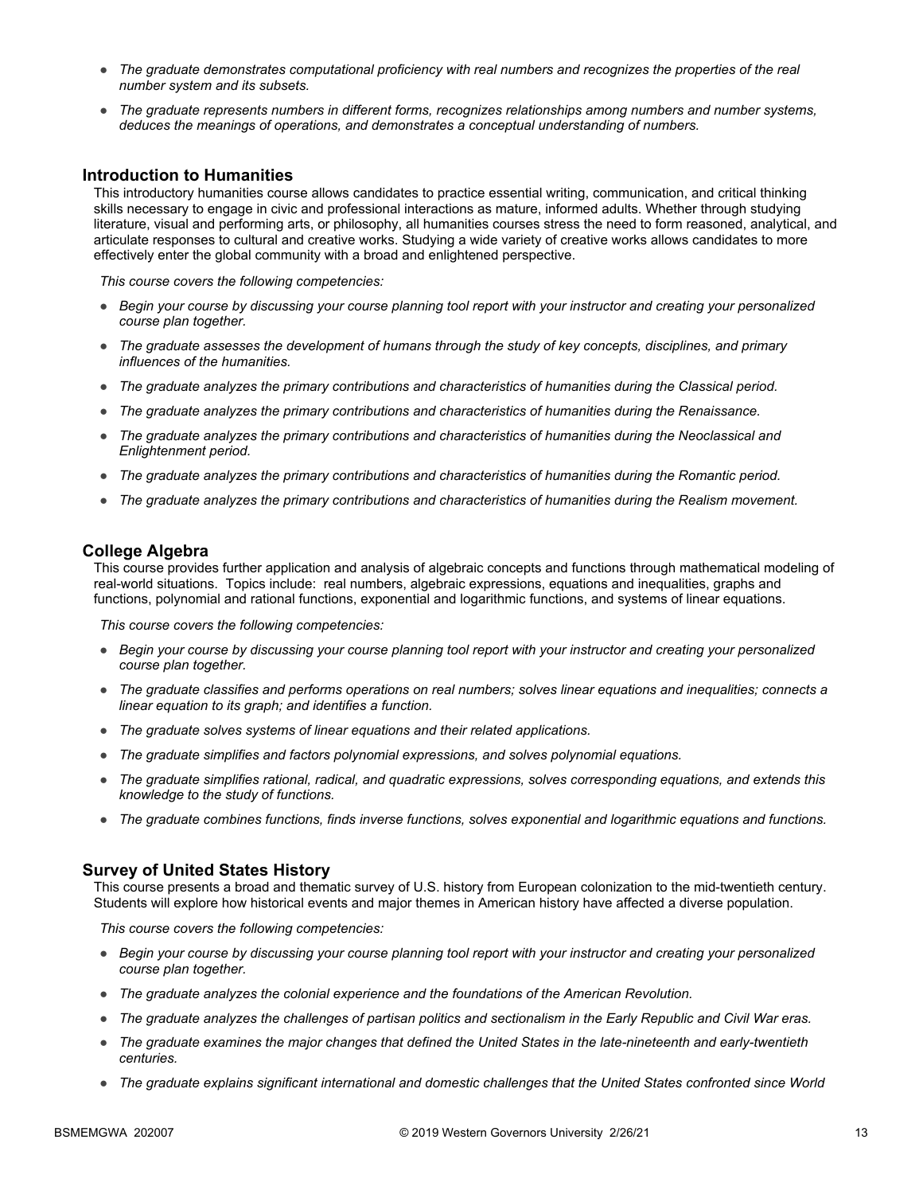- *The graduate demonstrates computational proficiency with real numbers and recognizes the properties of the real number system and its subsets.*
- *The graduate represents numbers in different forms, recognizes relationships among numbers and number systems, deduces the meanings of operations, and demonstrates a conceptual understanding of numbers.*

### Introduction to Humanities

This introductory humanities course allows candidates to practice essential writing, communication, and critical thinking skills necessary to engage in civic and professional interactions as mature, informed adults. Whether through studying literature, visual and performing arts, or philosophy, all humanities courses stress the need to form reasoned, analytical, and articulate responses to cultural and creative works. Studying a wide variety of creative works allows candidates to more effectively enter the global community with a broad and enlightened perspective.

*This course covers the following competencies:*

- *Begin your course by discussing your course planning tool report with your instructor and creating your personalized course plan together.*
- *The graduate assesses the development of humans through the study of key concepts, disciplines, and primary influences of the humanities.*
- *The graduate analyzes the primary contributions and characteristics of humanities during the Classical period.*
- *The graduate analyzes the primary contributions and characteristics of humanities during the Renaissance.*
- *The graduate analyzes the primary contributions and characteristics of humanities during the Neoclassical and Enlightenment period.*
- *The graduate analyzes the primary contributions and characteristics of humanities during the Romantic period.*
- *The graduate analyzes the primary contributions and characteristics of humanities during the Realism movement.*

### College Algebra

This course provides further application and analysis of algebraic concepts and functions through mathematical modeling of real-world situations. Topics include: real numbers, algebraic expressions, equations and inequalities, graphs and functions, polynomial and rational functions, exponential and logarithmic functions, and systems of linear equations.

*This course covers the following competencies:*

- *Begin your course by discussing your course planning tool report with your instructor and creating your personalized course plan together.*
- *The graduate classifies and performs operations on real numbers; solves linear equations and inequalities; connects a linear equation to its graph; and identifies a function.*
- *The graduate solves systems of linear equations and their related applications.*
- *The graduate simplifies and factors polynomial expressions, and solves polynomial equations.*
- *The graduate simplifies rational, radical, and quadratic expressions, solves corresponding equations, and extends this knowledge to the study of functions.*
- *The graduate combines functions, finds inverse functions, solves exponential and logarithmic equations and functions.*

### Survey of United States History

This course presents a broad and thematic survey of U.S. history from European colonization to the mid-twentieth century. Students will explore how historical events and major themes in American history have affected a diverse population.

*This course covers the following competencies:*

- *Begin your course by discussing your course planning tool report with your instructor and creating your personalized course plan together.*
- *The graduate analyzes the colonial experience and the foundations of the American Revolution.*
- *The graduate analyzes the challenges of partisan politics and sectionalism in the Early Republic and Civil War eras.*
- *The graduate examines the major changes that defined the United States in the late-nineteenth and early-twentieth centuries.*
- *The graduate explains significant international and domestic challenges that the United States confronted since World*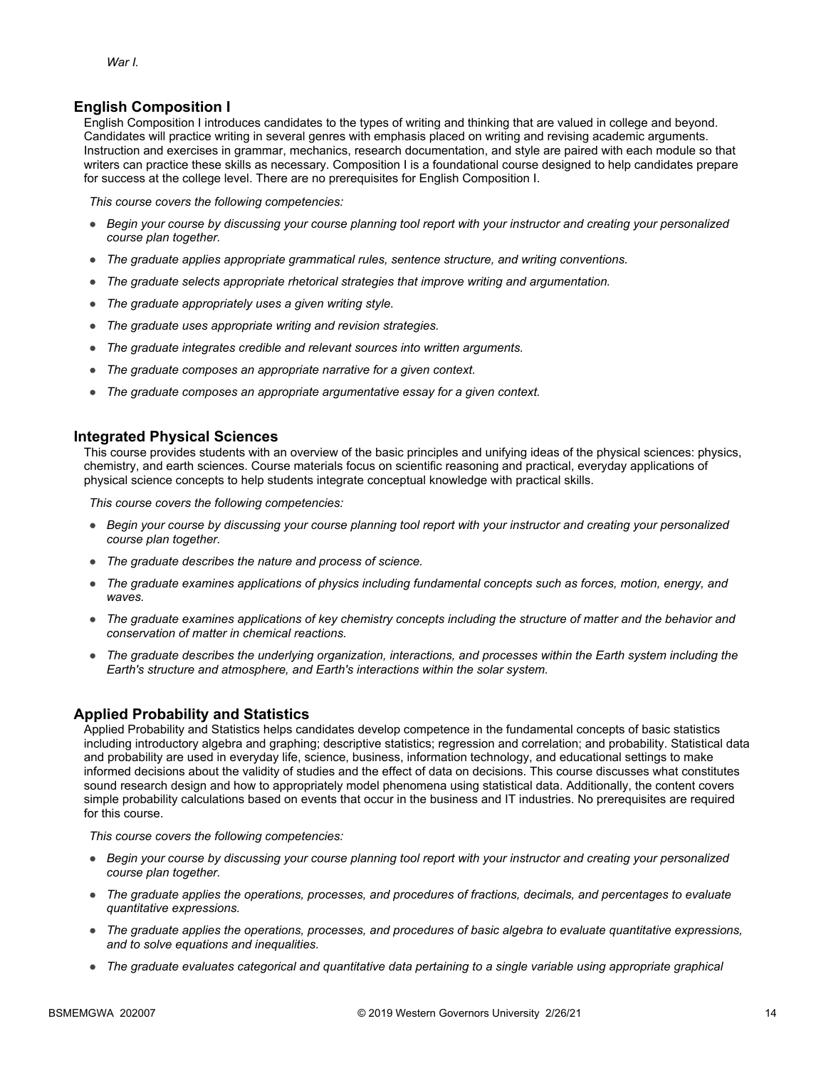*War I.*

### English Composition I

English Composition I introduces candidates to the types of writing and thinking that are valued in college and beyond. Candidates will practice writing in several genres with emphasis placed on writing and revising academic arguments. Instruction and exercises in grammar, mechanics, research documentation, and style are paired with each module so that writers can practice these skills as necessary. Composition I is a foundational course designed to help candidates prepare for success at the college level. There are no prerequisites for English Composition I.

*This course covers the following competencies:*

- *Begin your course by discussing your course planning tool report with your instructor and creating your personalized course plan together.*
- *The graduate applies appropriate grammatical rules, sentence structure, and writing conventions.*
- *The graduate selects appropriate rhetorical strategies that improve writing and argumentation.*
- *The graduate appropriately uses a given writing style.*
- *The graduate uses appropriate writing and revision strategies.*
- *The graduate integrates credible and relevant sources into written arguments.*
- *The graduate composes an appropriate narrative for a given context.*
- *The graduate composes an appropriate argumentative essay for a given context.*

### Integrated Physical Sciences

This course provides students with an overview of the basic principles and unifying ideas of the physical sciences: physics, chemistry, and earth sciences. Course materials focus on scientific reasoning and practical, everyday applications of physical science concepts to help students integrate conceptual knowledge with practical skills.

*This course covers the following competencies:*

- *Begin your course by discussing your course planning tool report with your instructor and creating your personalized course plan together.*
- *The graduate describes the nature and process of science.*
- *The graduate examines applications of physics including fundamental concepts such as forces, motion, energy, and waves.*
- *The graduate examines applications of key chemistry concepts including the structure of matter and the behavior and conservation of matter in chemical reactions.*
- *The graduate describes the underlying organization, interactions, and processes within the Earth system including the Earth's structure and atmosphere, and Earth's interactions within the solar system.*

### Applied Probability and Statistics

Applied Probability and Statistics helps candidates develop competence in the fundamental concepts of basic statistics including introductory algebra and graphing; descriptive statistics; regression and correlation; and probability. Statistical data and probability are used in everyday life, science, business, information technology, and educational settings to make informed decisions about the validity of studies and the effect of data on decisions. This course discusses what constitutes sound research design and how to appropriately model phenomena using statistical data. Additionally, the content covers simple probability calculations based on events that occur in the business and IT industries. No prerequisites are required for this course.

*This course covers the following competencies:*

- *Begin your course by discussing your course planning tool report with your instructor and creating your personalized course plan together.*
- *The graduate applies the operations, processes, and procedures of fractions, decimals, and percentages to evaluate quantitative expressions.*
- *The graduate applies the operations, processes, and procedures of basic algebra to evaluate quantitative expressions, and to solve equations and inequalities.*
- *The graduate evaluates categorical and quantitative data pertaining to a single variable using appropriate graphical*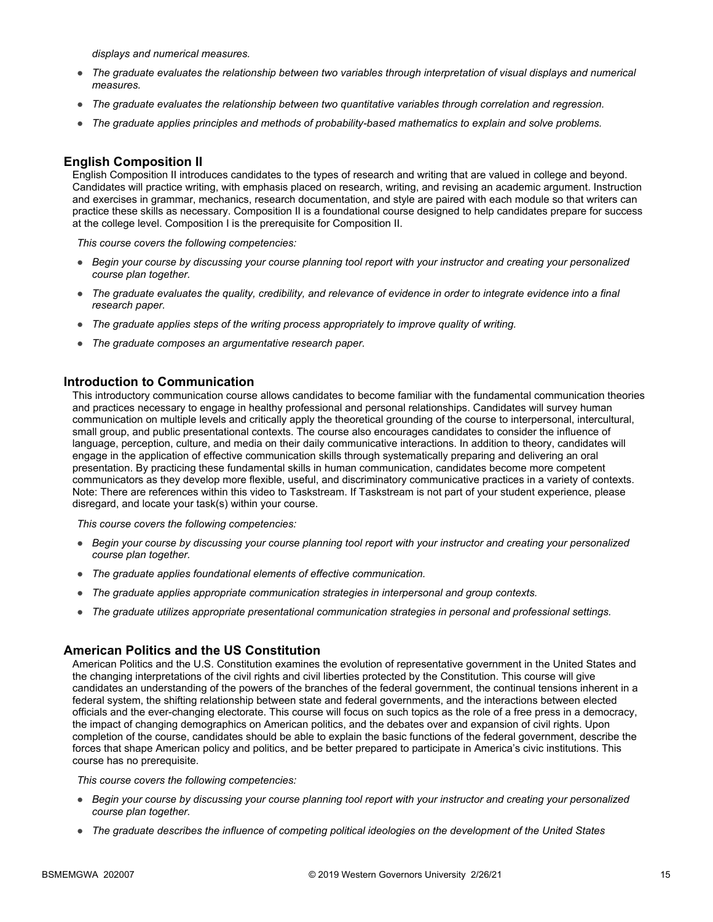*displays and numerical measures.*

- *The graduate evaluates the relationship between two variables through interpretation of visual displays and numerical measures.*
- *The graduate evaluates the relationship between two quantitative variables through correlation and regression.*
- *The graduate applies principles and methods of probability-based mathematics to explain and solve problems.*

## English Composition II

English Composition II introduces candidates to the types of research and writing that are valued in college and beyond. Candidates will practice writing, with emphasis placed on research, writing, and revising an academic argument. Instruction and exercises in grammar, mechanics, research documentation, and style are paired with each module so that writers can practice these skills as necessary. Composition II is a foundational course designed to help candidates prepare for success at the college level. Composition I is the prerequisite for Composition II.

*This course covers the following competencies:*

- *Begin your course by discussing your course planning tool report with your instructor and creating your personalized course plan together.*
- *The graduate evaluates the quality, credibility, and relevance of evidence in order to integrate evidence into a final research paper.*
- *The graduate applies steps of the writing process appropriately to improve quality of writing.*
- *The graduate composes an argumentative research paper.*

## Introduction to Communication

This introductory communication course allows candidates to become familiar with the fundamental communication theories and practices necessary to engage in healthy professional and personal relationships. Candidates will survey human communication on multiple levels and critically apply the theoretical grounding of the course to interpersonal, intercultural, small group, and public presentational contexts. The course also encourages candidates to consider the influence of language, perception, culture, and media on their daily communicative interactions. In addition to theory, candidates will engage in the application of effective communication skills through systematically preparing and delivering an oral presentation. By practicing these fundamental skills in human communication, candidates become more competent communicators as they develop more flexible, useful, and discriminatory communicative practices in a variety of contexts. Note: There are references within this video to Taskstream. If Taskstream is not part of your student experience, please disregard, and locate your task(s) within your course.

*This course covers the following competencies:*

- *Begin your course by discussing your course planning tool report with your instructor and creating your personalized course plan together.*
- *The graduate applies foundational elements of effective communication.*
- *The graduate applies appropriate communication strategies in interpersonal and group contexts.*
- *The graduate utilizes appropriate presentational communication strategies in personal and professional settings.*

## American Politics and the US Constitution

American Politics and the U.S. Constitution examines the evolution of representative government in the United States and the changing interpretations of the civil rights and civil liberties protected by the Constitution. This course will give candidates an understanding of the powers of the branches of the federal government, the continual tensions inherent in a federal system, the shifting relationship between state and federal governments, and the interactions between elected officials and the ever-changing electorate. This course will focus on such topics as the role of a free press in a democracy, the impact of changing demographics on American politics, and the debates over and expansion of civil rights. Upon completion of the course, candidates should be able to explain the basic functions of the federal government, describe the forces that shape American policy and politics, and be better prepared to participate in America's civic institutions. This course has no prerequisite.

*This course covers the following competencies:*

- *Begin your course by discussing your course planning tool report with your instructor and creating your personalized course plan together.*
- *The graduate describes the influence of competing political ideologies on the development of the United States*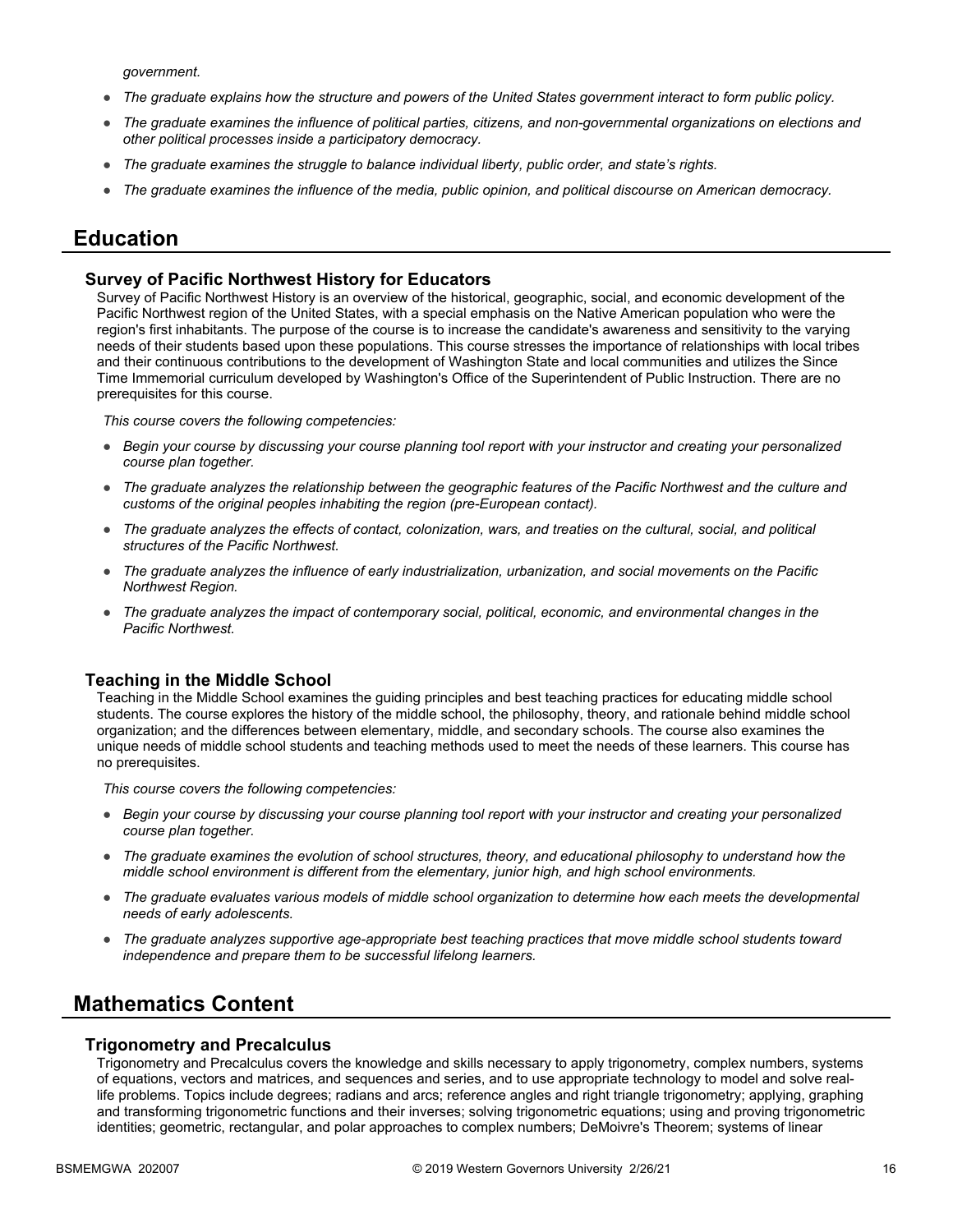*government.*

- *The graduate explains how the structure and powers of the United States government interact to form public policy.*
- *The graduate examines the influence of political parties, citizens, and non-governmental organizations on elections and other political processes inside a participatory democracy.*
- *The graduate examines the struggle to balance individual liberty, public order, and state's rights.*
- *The graduate examines the influence of the media, public opinion, and political discourse on American democracy.*

## Education

### Survey of Pacific Northwest History for Educators

Survey of Pacific Northwest History is an overview of the historical, geographic, social, and economic development of the Pacific Northwest region of the United States, with a special emphasis on the Native American population who were the region's first inhabitants. The purpose of the course is to increase the candidate's awareness and sensitivity to the varying needs of their students based upon these populations. This course stresses the importance of relationships with local tribes and their continuous contributions to the development of Washington State and local communities and utilizes the Since Time Immemorial curriculum developed by Washington's Office of the Superintendent of Public Instruction. There are no prerequisites for this course.

*This course covers the following competencies:*

- *Begin your course by discussing your course planning tool report with your instructor and creating your personalized course plan together.*
- *The graduate analyzes the relationship between the geographic features of the Pacific Northwest and the culture and customs of the original peoples inhabiting the region (pre-European contact).*
- *The graduate analyzes the effects of contact, colonization, wars, and treaties on the cultural, social, and political structures of the Pacific Northwest.*
- *The graduate analyzes the influence of early industrialization, urbanization, and social movements on the Pacific Northwest Region.*
- *The graduate analyzes the impact of contemporary social, political, economic, and environmental changes in the Pacific Northwest.*

### Teaching in the Middle School

Teaching in the Middle School examines the guiding principles and best teaching practices for educating middle school students. The course explores the history of the middle school, the philosophy, theory, and rationale behind middle school organization; and the differences between elementary, middle, and secondary schools. The course also examines the unique needs of middle school students and teaching methods used to meet the needs of these learners. This course has no prerequisites.

*This course covers the following competencies:*

- *Begin your course by discussing your course planning tool report with your instructor and creating your personalized course plan together.*
- *The graduate examines the evolution of school structures, theory, and educational philosophy to understand how the middle school environment is different from the elementary, junior high, and high school environments.*
- *The graduate evaluates various models of middle school organization to determine how each meets the developmental needs of early adolescents.*
- *The graduate analyzes supportive age-appropriate best teaching practices that move middle school students toward independence and prepare them to be successful lifelong learners.*

## Mathematics Content

### Trigonometry and Precalculus

Trigonometry and Precalculus covers the knowledge and skills necessary to apply trigonometry, complex numbers, systems of equations, vectors and matrices, and sequences and series, and to use appropriate technology to model and solve real-life problems. Topics include degrees; radians and arcs; reference angles and right triangle trigonometry; applying, graphing and transforming trigonometric functions and their inverses; solving trigonometric equations; using and proving trigonometric identities; geometric, rectangular, and polar approaches to complex numbers; DeMoivre's Theorem; systems of linear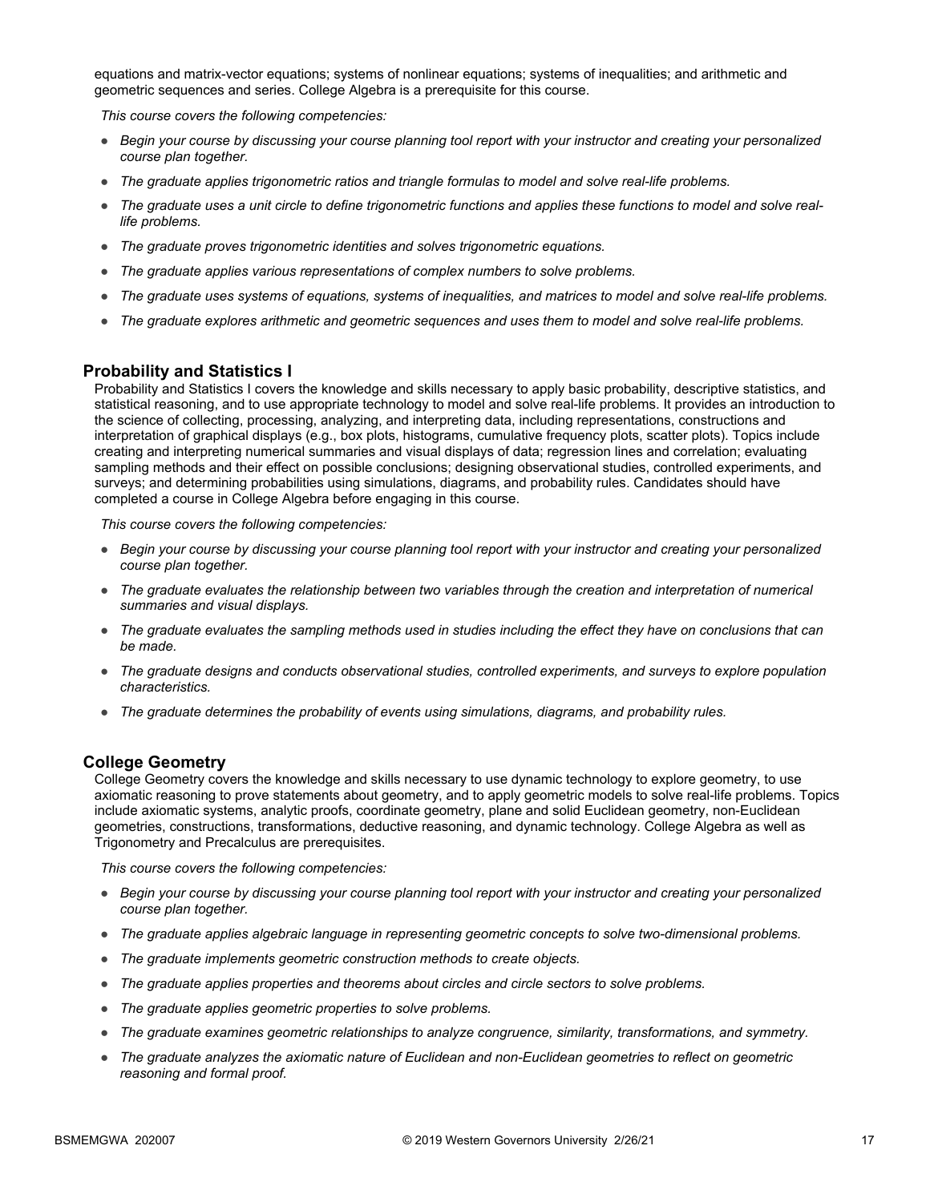equations and matrix-vector equations; systems of nonlinear equations; systems of inequalities; and arithmetic and geometric sequences and series. College Algebra is a prerequisite for this course.

*This course covers the following competencies:*

- *Begin your course by discussing your course planning tool report with your instructor and creating your personalized course plan together.*
- *The graduate applies trigonometric ratios and triangle formulas to model and solve real-life problems.*
- *The graduate uses a unit circle to define trigonometric functions and applies these functions to model and solve real-life problems.*
- *The graduate proves trigonometric identities and solves trigonometric equations.*
- *The graduate applies various representations of complex numbers to solve problems.*
- *The graduate uses systems of equations, systems of inequalities, and matrices to model and solve real-life problems.*
- *The graduate explores arithmetic and geometric sequences and uses them to model and solve real-life problems.*

### Probability and Statistics I

Probability and Statistics I covers the knowledge and skills necessary to apply basic probability, descriptive statistics, and statistical reasoning, and to use appropriate technology to model and solve real-life problems. It provides an introduction to the science of collecting, processing, analyzing, and interpreting data, including representations, constructions and interpretation of graphical displays (e.g., box plots, histograms, cumulative frequency plots, scatter plots). Topics include creating and interpreting numerical summaries and visual displays of data; regression lines and correlation; evaluating sampling methods and their effect on possible conclusions; designing observational studies, controlled experiments, and surveys; and determining probabilities using simulations, diagrams, and probability rules. Candidates should have completed a course in College Algebra before engaging in this course.

*This course covers the following competencies:*

- *Begin your course by discussing your course planning tool report with your instructor and creating your personalized course plan together.*
- *The graduate evaluates the relationship between two variables through the creation and interpretation of numerical summaries and visual displays.*
- *The graduate evaluates the sampling methods used in studies including the effect they have on conclusions that can be made.*
- *The graduate designs and conducts observational studies, controlled experiments, and surveys to explore population characteristics.*
- *The graduate determines the probability of events using simulations, diagrams, and probability rules.*

### College Geometry

College Geometry covers the knowledge and skills necessary to use dynamic technology to explore geometry, to use axiomatic reasoning to prove statements about geometry, and to apply geometric models to solve real-life problems. Topics include axiomatic systems, analytic proofs, coordinate geometry, plane and solid Euclidean geometry, non-Euclidean geometries, constructions, transformations, deductive reasoning, and dynamic technology. College Algebra as well as Trigonometry and Precalculus are prerequisites.

*This course covers the following competencies:*

- *Begin your course by discussing your course planning tool report with your instructor and creating your personalized course plan together.*
- *The graduate applies algebraic language in representing geometric concepts to solve two-dimensional problems.*
- *The graduate implements geometric construction methods to create objects.*
- *The graduate applies properties and theorems about circles and circle sectors to solve problems.*
- *The graduate applies geometric properties to solve problems.*
- *The graduate examines geometric relationships to analyze congruence, similarity, transformations, and symmetry.*
- *The graduate analyzes the axiomatic nature of Euclidean and non-Euclidean geometries to reflect on geometric reasoning and formal proof.*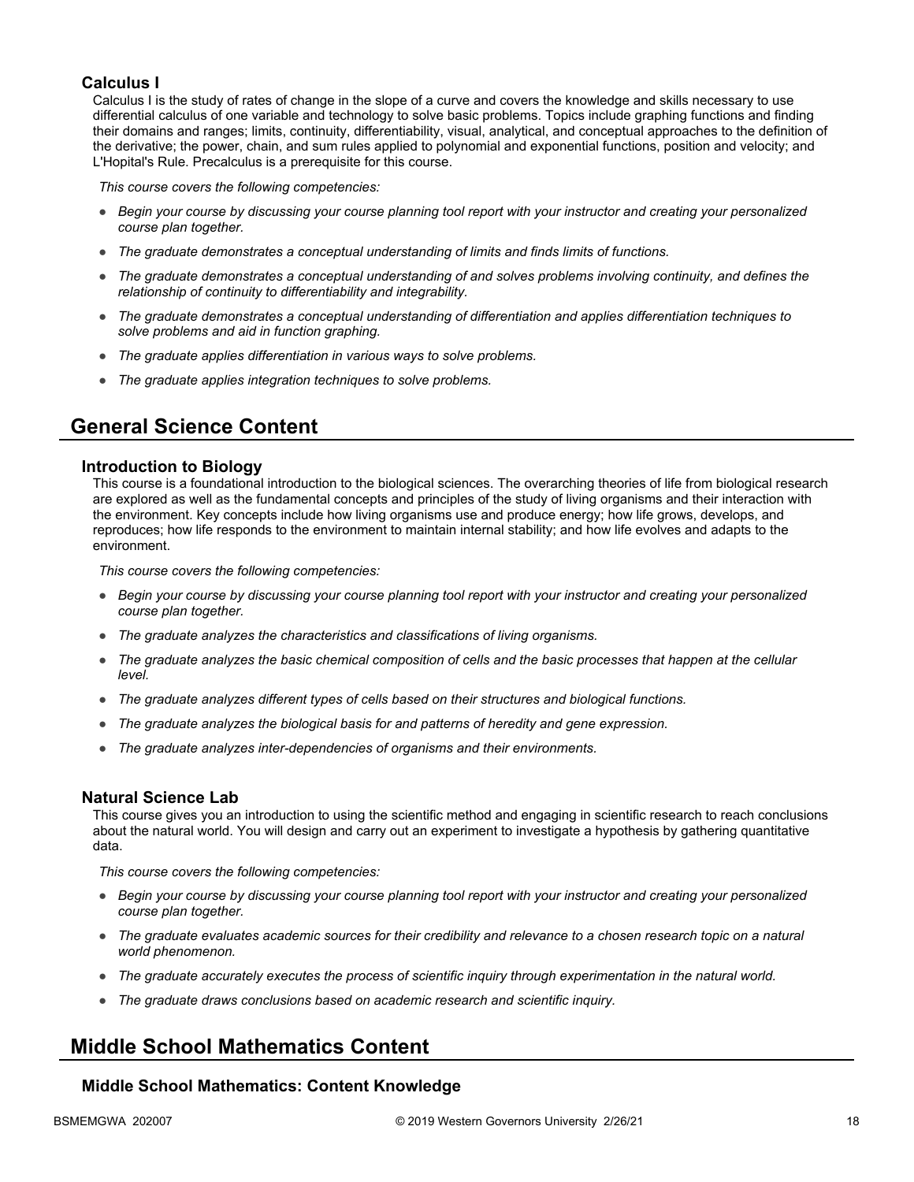### Calculus I

Calculus I is the study of rates of change in the slope of a curve and covers the knowledge and skills necessary to use differential calculus of one variable and technology to solve basic problems. Topics include graphing functions and finding their domains and ranges; limits, continuity, differentiability, visual, analytical, and conceptual approaches to the definition of the derivative; the power, chain, and sum rules applied to polynomial and exponential functions, position and velocity; and L'Hopital's Rule. Precalculus is a prerequisite for this course.

*This course covers the following competencies:*

- *Begin your course by discussing your course planning tool report with your instructor and creating your personalized course plan together.*
- *The graduate demonstrates a conceptual understanding of limits and finds limits of functions.*
- *The graduate demonstrates a conceptual understanding of and solves problems involving continuity, and defines the relationship of continuity to differentiability and integrability.*
- *The graduate demonstrates a conceptual understanding of differentiation and applies differentiation techniques to solve problems and aid in function graphing.*
- *The graduate applies differentiation in various ways to solve problems.*
- *The graduate applies integration techniques to solve problems.*

## General Science Content

### Introduction to Biology

This course is a foundational introduction to the biological sciences. The overarching theories of life from biological research are explored as well as the fundamental concepts and principles of the study of living organisms and their interaction with the environment. Key concepts include how living organisms use and produce energy; how life grows, develops, and reproduces; how life responds to the environment to maintain internal stability; and how life evolves and adapts to the environment.

*This course covers the following competencies:*

- *Begin your course by discussing your course planning tool report with your instructor and creating your personalized course plan together.*
- *The graduate analyzes the characteristics and classifications of living organisms.*
- *The graduate analyzes the basic chemical composition of cells and the basic processes that happen at the cellular level.*
- *The graduate analyzes different types of cells based on their structures and biological functions.*
- *The graduate analyzes the biological basis for and patterns of heredity and gene expression.*
- *The graduate analyzes inter-dependencies of organisms and their environments.*

### Natural Science Lab

This course gives you an introduction to using the scientific method and engaging in scientific research to reach conclusions about the natural world. You will design and carry out an experiment to investigate a hypothesis by gathering quantitative data.

*This course covers the following competencies:*

- *Begin your course by discussing your course planning tool report with your instructor and creating your personalized course plan together.*
- *The graduate evaluates academic sources for their credibility and relevance to a chosen research topic on a natural world phenomenon.*
- *The graduate accurately executes the process of scientific inquiry through experimentation in the natural world.*
- *The graduate draws conclusions based on academic research and scientific inquiry.*

## Middle School Mathematics Content

### Middle School Mathematics: Content Knowledge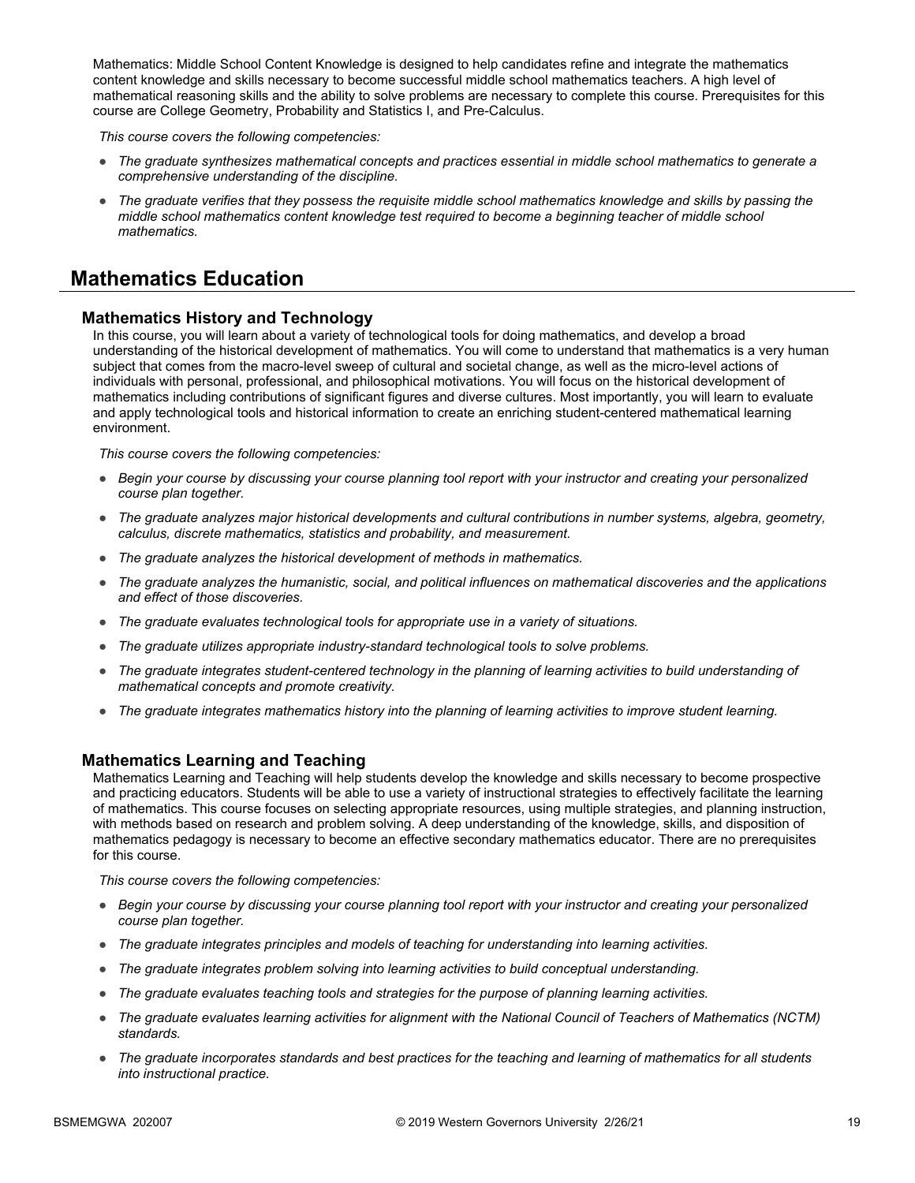Mathematics: Middle School Content Knowledge is designed to help candidates refine and integrate the mathematics content knowledge and skills necessary to become successful middle school mathematics teachers. A high level of mathematical reasoning skills and the ability to solve problems are necessary to complete this course. Prerequisites for this course are College Geometry, Probability and Statistics I, and Pre-Calculus.

*This course covers the following competencies:*

- *The graduate synthesizes mathematical concepts and practices essential in middle school mathematics to generate a comprehensive understanding of the discipline.*
- *The graduate verifies that they possess the requisite middle school mathematics knowledge and skills by passing the middle school mathematics content knowledge test required to become a beginning teacher of middle school mathematics.*

# Mathematics Education

## Mathematics History and Technology

In this course, you will learn about a variety of technological tools for doing mathematics, and develop a broad understanding of the historical development of mathematics. You will come to understand that mathematics is a very human subject that comes from the macro-level sweep of cultural and societal change, as well as the micro-level actions of individuals with personal, professional, and philosophical motivations. You will focus on the historical development of mathematics including contributions of significant figures and diverse cultures. Most importantly, you will learn to evaluate and apply technological tools and historical information to create an enriching student-centered mathematical learning environment.

*This course covers the following competencies:*

- *Begin your course by discussing your course planning tool report with your instructor and creating your personalized course plan together.*
- *The graduate analyzes major historical developments and cultural contributions in number systems, algebra, geometry, calculus, discrete mathematics, statistics and probability, and measurement.*
- *The graduate analyzes the historical development of methods in mathematics.*
- *The graduate analyzes the humanistic, social, and political influences on mathematical discoveries and the applications and effect of those discoveries.*
- *The graduate evaluates technological tools for appropriate use in a variety of situations.*
- *The graduate utilizes appropriate industry-standard technological tools to solve problems.*
- *The graduate integrates student-centered technology in the planning of learning activities to build understanding of mathematical concepts and promote creativity.*
- *The graduate integrates mathematics history into the planning of learning activities to improve student learning.*

## Mathematics Learning and Teaching

Mathematics Learning and Teaching will help students develop the knowledge and skills necessary to become prospective and practicing educators. Students will be able to use a variety of instructional strategies to effectively facilitate the learning of mathematics. This course focuses on selecting appropriate resources, using multiple strategies, and planning instruction, with methods based on research and problem solving. A deep understanding of the knowledge, skills, and disposition of mathematics pedagogy is necessary to become an effective secondary mathematics educator. There are no prerequisites for this course.

*This course covers the following competencies:*

- *Begin your course by discussing your course planning tool report with your instructor and creating your personalized course plan together.*
- *The graduate integrates principles and models of teaching for understanding into learning activities.*
- *The graduate integrates problem solving into learning activities to build conceptual understanding.*
- *The graduate evaluates teaching tools and strategies for the purpose of planning learning activities.*
- *The graduate evaluates learning activities for alignment with the National Council of Teachers of Mathematics (NCTM) standards.*
- *The graduate incorporates standards and best practices for the teaching and learning of mathematics for all students into instructional practice.*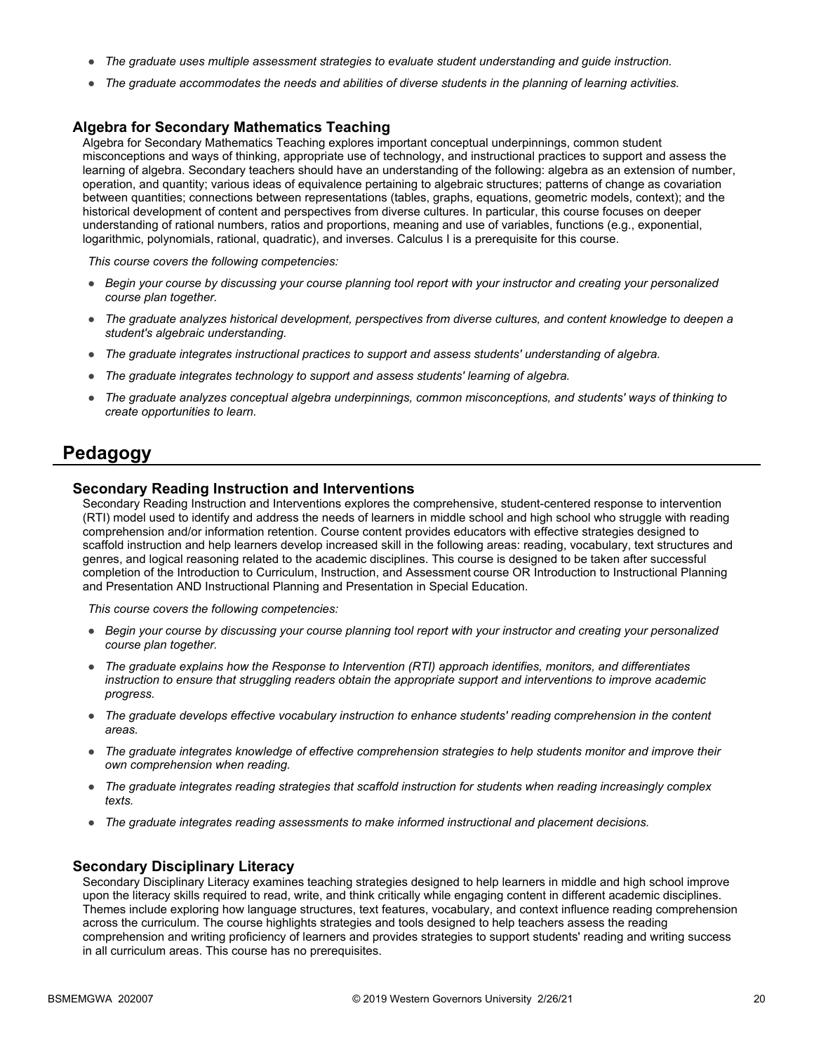- *The graduate uses multiple assessment strategies to evaluate student understanding and guide instruction.*
- *The graduate accommodates the needs and abilities of diverse students in the planning of learning activities.*

### Algebra for Secondary Mathematics Teaching

Algebra for Secondary Mathematics Teaching explores important conceptual underpinnings, common student misconceptions and ways of thinking, appropriate use of technology, and instructional practices to support and assess the learning of algebra. Secondary teachers should have an understanding of the following: algebra as an extension of number, operation, and quantity; various ideas of equivalence pertaining to algebraic structures; patterns of change as covariation between quantities; connections between representations (tables, graphs, equations, geometric models, context); and the historical development of content and perspectives from diverse cultures. In particular, this course focuses on deeper understanding of rational numbers, ratios and proportions, meaning and use of variables, functions (e.g., exponential, logarithmic, polynomials, rational, quadratic), and inverses. Calculus I is a prerequisite for this course.

*This course covers the following competencies:*

- *Begin your course by discussing your course planning tool report with your instructor and creating your personalized course plan together.*
- *The graduate analyzes historical development, perspectives from diverse cultures, and content knowledge to deepen a student's algebraic understanding.*
- *The graduate integrates instructional practices to support and assess students' understanding of algebra.*
- *The graduate integrates technology to support and assess students' learning of algebra.*
- *The graduate analyzes conceptual algebra underpinnings, common misconceptions, and students' ways of thinking to create opportunities to learn.*

## Pedagogy

### Secondary Reading Instruction and Interventions

Secondary Reading Instruction and Interventions explores the comprehensive, student-centered response to intervention (RTI) model used to identify and address the needs of learners in middle school and high school who struggle with reading comprehension and/or information retention. Course content provides educators with effective strategies designed to scaffold instruction and help learners develop increased skill in the following areas: reading, vocabulary, text structures and genres, and logical reasoning related to the academic disciplines. This course is designed to be taken after successful completion of the Introduction to Curriculum, Instruction, and Assessment course OR Introduction to Instructional Planning and Presentation AND Instructional Planning and Presentation in Special Education.

*This course covers the following competencies:*

- *Begin your course by discussing your course planning tool report with your instructor and creating your personalized course plan together.*
- *The graduate explains how the Response to Intervention (RTI) approach identifies, monitors, and differentiates instruction to ensure that struggling readers obtain the appropriate support and interventions to improve academic progress.*
- *The graduate develops effective vocabulary instruction to enhance students' reading comprehension in the content areas.*
- *The graduate integrates knowledge of effective comprehension strategies to help students monitor and improve their own comprehension when reading.*
- *The graduate integrates reading strategies that scaffold instruction for students when reading increasingly complex texts.*
- *The graduate integrates reading assessments to make informed instructional and placement decisions.*

### Secondary Disciplinary Literacy

Secondary Disciplinary Literacy examines teaching strategies designed to help learners in middle and high school improve upon the literacy skills required to read, write, and think critically while engaging content in different academic disciplines. Themes include exploring how language structures, text features, vocabulary, and context influence reading comprehension across the curriculum. The course highlights strategies and tools designed to help teachers assess the reading comprehension and writing proficiency of learners and provides strategies to support students' reading and writing success in all curriculum areas. This course has no prerequisites.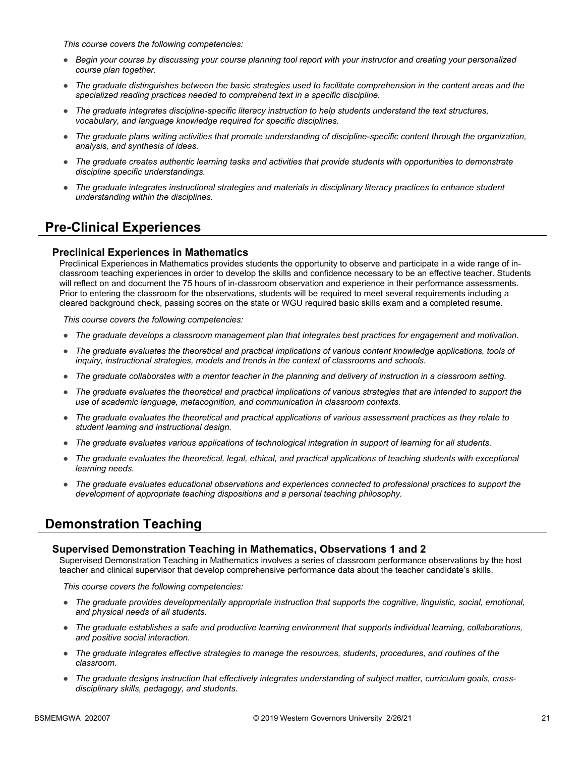*This course covers the following competencies:*

- *Begin your course by discussing your course planning tool report with your instructor and creating your personalized course plan together.*
- *The graduate distinguishes between the basic strategies used to facilitate comprehension in the content areas and the specialized reading practices needed to comprehend text in a specific discipline.*
- *The graduate integrates discipline-specific literacy instruction to help students understand the text structures, vocabulary, and language knowledge required for specific disciplines.*
- *The graduate plans writing activities that promote understanding of discipline-specific content through the organization, analysis, and synthesis of ideas.*
- *The graduate creates authentic learning tasks and activities that provide students with opportunities to demonstrate discipline specific understandings.*
- *The graduate integrates instructional strategies and materials in disciplinary literacy practices to enhance student understanding within the disciplines.*

## Pre-Clinical Experiences

### Preclinical Experiences in Mathematics

Preclinical Experiences in Mathematics provides students the opportunity to observe and participate in a wide range of in-classroom teaching experiences in order to develop the skills and confidence necessary to be an effective teacher. Students will reflect on and document the 75 hours of in-classroom observation and experience in their performance assessments. Prior to entering the classroom for the observations, students will be required to meet several requirements including a cleared background check, passing scores on the state or WGU required basic skills exam and a completed resume.

*This course covers the following competencies:*

- *The graduate develops a classroom management plan that integrates best practices for engagement and motivation.*
- *The graduate evaluates the theoretical and practical implications of various content knowledge applications, tools of inquiry, instructional strategies, models and trends in the context of classrooms and schools.*
- *The graduate collaborates with a mentor teacher in the planning and delivery of instruction in a classroom setting.*
- *The graduate evaluates the theoretical and practical implications of various strategies that are intended to support the use of academic language, metacognition, and communication in classroom contexts.*
- *The graduate evaluates the theoretical and practical applications of various assessment practices as they relate to student learning and instructional design.*
- *The graduate evaluates various applications of technological integration in support of learning for all students.*
- *The graduate evaluates the theoretical, legal, ethical, and practical applications of teaching students with exceptional learning needs.*
- *The graduate evaluates educational observations and experiences connected to professional practices to support the development of appropriate teaching dispositions and a personal teaching philosophy.*

## Demonstration Teaching

### Supervised Demonstration Teaching in Mathematics, Observations 1 and 2

Supervised Demonstration Teaching in Mathematics involves a series of classroom performance observations by the host teacher and clinical supervisor that develop comprehensive performance data about the teacher candidate's skills.

*This course covers the following competencies:*

- *The graduate provides developmentally appropriate instruction that supports the cognitive, linguistic, social, emotional, and physical needs of all students.*
- *The graduate establishes a safe and productive learning environment that supports individual learning, collaborations, and positive social interaction.*
- *The graduate integrates effective strategies to manage the resources, students, procedures, and routines of the classroom.*
- *The graduate designs instruction that effectively integrates understanding of subject matter, curriculum goals, cross-disciplinary skills, pedagogy, and students.*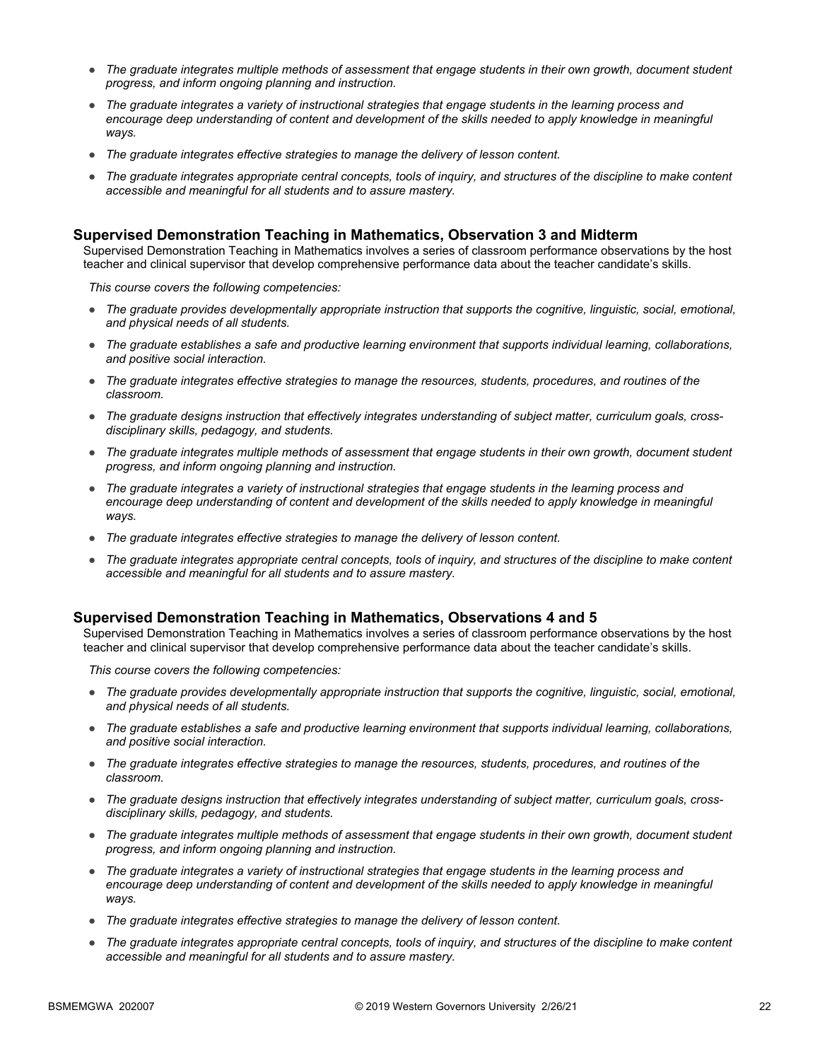- *The graduate integrates multiple methods of assessment that engage students in their own growth, document student progress, and inform ongoing planning and instruction.*
- *The graduate integrates a variety of instructional strategies that engage students in the learning process and encourage deep understanding of content and development of the skills needed to apply knowledge in meaningful ways.*
- *The graduate integrates effective strategies to manage the delivery of lesson content.*
- *The graduate integrates appropriate central concepts, tools of inquiry, and structures of the discipline to make content accessible and meaningful for all students and to assure mastery.*

### Supervised Demonstration Teaching in Mathematics, Observation 3 and Midterm

Supervised Demonstration Teaching in Mathematics involves a series of classroom performance observations by the host teacher and clinical supervisor that develop comprehensive performance data about the teacher candidate's skills.

*This course covers the following competencies:*

- *The graduate provides developmentally appropriate instruction that supports the cognitive, linguistic, social, emotional, and physical needs of all students.*
- *The graduate establishes a safe and productive learning environment that supports individual learning, collaborations, and positive social interaction.*
- *The graduate integrates effective strategies to manage the resources, students, procedures, and routines of the classroom.*
- *The graduate designs instruction that effectively integrates understanding of subject matter, curriculum goals, cross-disciplinary skills, pedagogy, and students.*
- *The graduate integrates multiple methods of assessment that engage students in their own growth, document student progress, and inform ongoing planning and instruction.*
- *The graduate integrates a variety of instructional strategies that engage students in the learning process and encourage deep understanding of content and development of the skills needed to apply knowledge in meaningful ways.*
- *The graduate integrates effective strategies to manage the delivery of lesson content.*
- *The graduate integrates appropriate central concepts, tools of inquiry, and structures of the discipline to make content accessible and meaningful for all students and to assure mastery.*

### Supervised Demonstration Teaching in Mathematics, Observations 4 and 5

Supervised Demonstration Teaching in Mathematics involves a series of classroom performance observations by the host teacher and clinical supervisor that develop comprehensive performance data about the teacher candidate's skills.

*This course covers the following competencies:*

- *The graduate provides developmentally appropriate instruction that supports the cognitive, linguistic, social, emotional, and physical needs of all students.*
- *The graduate establishes a safe and productive learning environment that supports individual learning, collaborations, and positive social interaction.*
- *The graduate integrates effective strategies to manage the resources, students, procedures, and routines of the classroom.*
- *The graduate designs instruction that effectively integrates understanding of subject matter, curriculum goals, cross-disciplinary skills, pedagogy, and students.*
- *The graduate integrates multiple methods of assessment that engage students in their own growth, document student progress, and inform ongoing planning and instruction.*
- *The graduate integrates a variety of instructional strategies that engage students in the learning process and encourage deep understanding of content and development of the skills needed to apply knowledge in meaningful ways.*
- *The graduate integrates effective strategies to manage the delivery of lesson content.*
- *The graduate integrates appropriate central concepts, tools of inquiry, and structures of the discipline to make content accessible and meaningful for all students and to assure mastery.*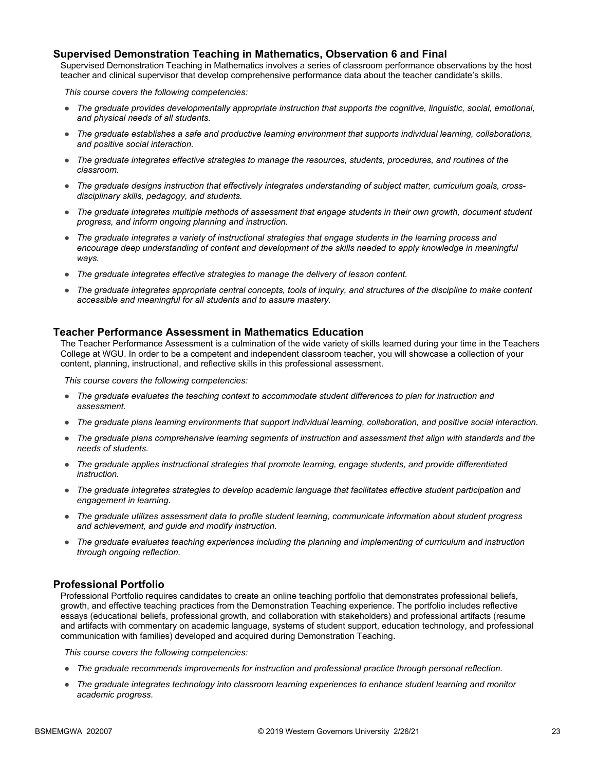### Supervised Demonstration Teaching in Mathematics, Observation 6 and Final

Supervised Demonstration Teaching in Mathematics involves a series of classroom performance observations by the host teacher and clinical supervisor that develop comprehensive performance data about the teacher candidate's skills.

*This course covers the following competencies:*

- *The graduate provides developmentally appropriate instruction that supports the cognitive, linguistic, social, emotional, and physical needs of all students.*
- *The graduate establishes a safe and productive learning environment that supports individual learning, collaborations, and positive social interaction.*
- *The graduate integrates effective strategies to manage the resources, students, procedures, and routines of the classroom.*
- *The graduate designs instruction that effectively integrates understanding of subject matter, curriculum goals, cross-disciplinary skills, pedagogy, and students.*
- *The graduate integrates multiple methods of assessment that engage students in their own growth, document student progress, and inform ongoing planning and instruction.*
- *The graduate integrates a variety of instructional strategies that engage students in the learning process and encourage deep understanding of content and development of the skills needed to apply knowledge in meaningful ways.*
- *The graduate integrates effective strategies to manage the delivery of lesson content.*
- *The graduate integrates appropriate central concepts, tools of inquiry, and structures of the discipline to make content accessible and meaningful for all students and to assure mastery.*

### Teacher Performance Assessment in Mathematics Education

The Teacher Performance Assessment is a culmination of the wide variety of skills learned during your time in the Teachers College at WGU. In order to be a competent and independent classroom teacher, you will showcase a collection of your content, planning, instructional, and reflective skills in this professional assessment.

*This course covers the following competencies:*

- *The graduate evaluates the teaching context to accommodate student differences to plan for instruction and assessment.*
- *The graduate plans learning environments that support individual learning, collaboration, and positive social interaction.*
- *The graduate plans comprehensive learning segments of instruction and assessment that align with standards and the needs of students.*
- *The graduate applies instructional strategies that promote learning, engage students, and provide differentiated instruction.*
- *The graduate integrates strategies to develop academic language that facilitates effective student participation and engagement in learning.*
- *The graduate utilizes assessment data to profile student learning, communicate information about student progress and achievement, and guide and modify instruction.*
- *The graduate evaluates teaching experiences including the planning and implementing of curriculum and instruction through ongoing reflection.*

### Professional Portfolio

Professional Portfolio requires candidates to create an online teaching portfolio that demonstrates professional beliefs, growth, and effective teaching practices from the Demonstration Teaching experience. The portfolio includes reflective essays (educational beliefs, professional growth, and collaboration with stakeholders) and professional artifacts (resume and artifacts with commentary on academic language, systems of student support, education technology, and professional communication with families) developed and acquired during Demonstration Teaching.

*This course covers the following competencies:*

- *The graduate recommends improvements for instruction and professional practice through personal reflection.*
- *The graduate integrates technology into classroom learning experiences to enhance student learning and monitor academic progress.*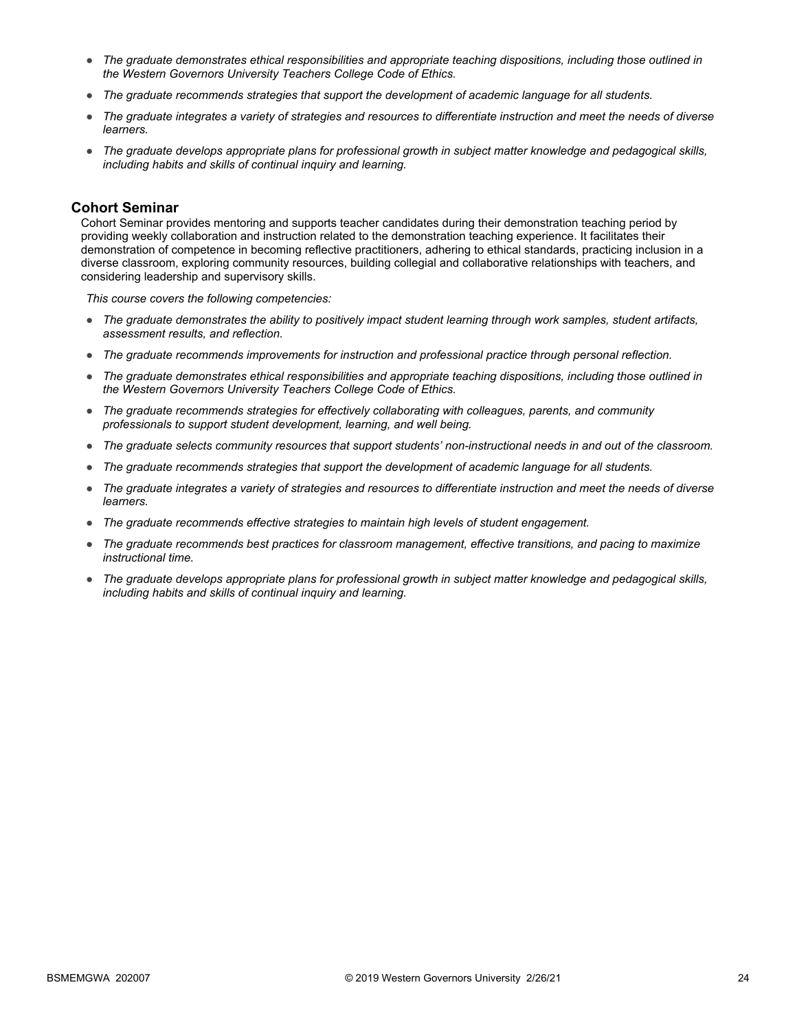- *The graduate demonstrates ethical responsibilities and appropriate teaching dispositions, including those outlined in the Western Governors University Teachers College Code of Ethics.*
- *The graduate recommends strategies that support the development of academic language for all students.*
- *The graduate integrates a variety of strategies and resources to differentiate instruction and meet the needs of diverse learners.*
- *The graduate develops appropriate plans for professional growth in subject matter knowledge and pedagogical skills, including habits and skills of continual inquiry and learning.*

### Cohort Seminar

Cohort Seminar provides mentoring and supports teacher candidates during their demonstration teaching period by providing weekly collaboration and instruction related to the demonstration teaching experience. It facilitates their demonstration of competence in becoming reflective practitioners, adhering to ethical standards, practicing inclusion in a diverse classroom, exploring community resources, building collegial and collaborative relationships with teachers, and considering leadership and supervisory skills.

*This course covers the following competencies:*

- *The graduate demonstrates the ability to positively impact student learning through work samples, student artifacts, assessment results, and reflection.*
- *The graduate recommends improvements for instruction and professional practice through personal reflection.*
- *The graduate demonstrates ethical responsibilities and appropriate teaching dispositions, including those outlined in the Western Governors University Teachers College Code of Ethics.*
- *The graduate recommends strategies for effectively collaborating with colleagues, parents, and community professionals to support student development, learning, and well being.*
- *The graduate selects community resources that support students' non-instructional needs in and out of the classroom.*
- *The graduate recommends strategies that support the development of academic language for all students.*
- *The graduate integrates a variety of strategies and resources to differentiate instruction and meet the needs of diverse learners.*
- *The graduate recommends effective strategies to maintain high levels of student engagement.*
- *The graduate recommends best practices for classroom management, effective transitions, and pacing to maximize instructional time.*
- *The graduate develops appropriate plans for professional growth in subject matter knowledge and pedagogical skills, including habits and skills of continual inquiry and learning.*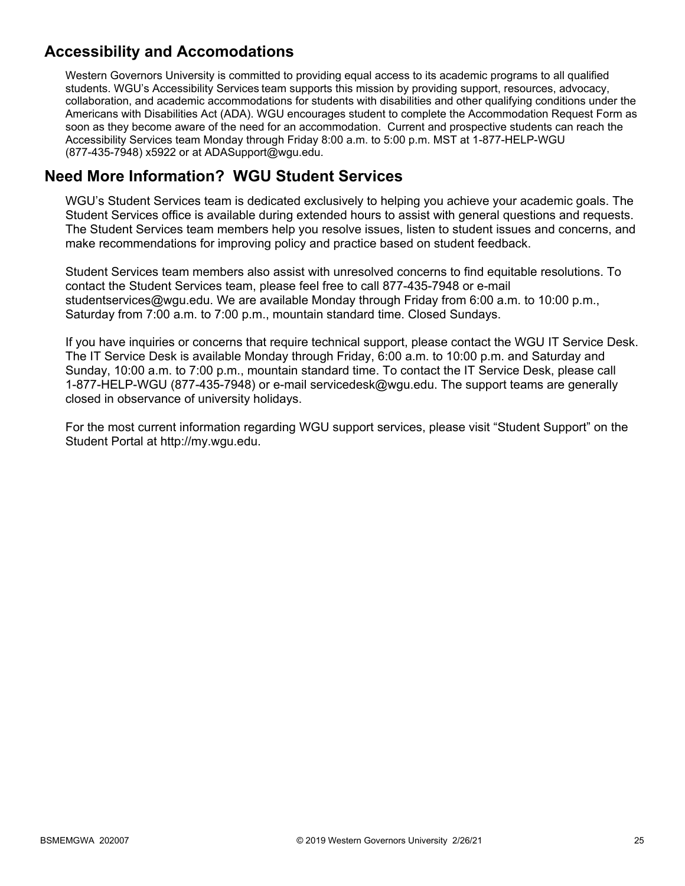## Accessibility and Accomodations

Western Governors University is committed to providing equal access to its academic programs to all qualified students. WGU's Accessibility Services team supports this mission by providing support, resources, advocacy, collaboration, and academic accommodations for students with disabilities and other qualifying conditions under the Americans with Disabilities Act (ADA). WGU encourages student to complete the Accommodation Request Form as soon as they become aware of the need for an accommodation. Current and prospective students can reach the Accessibility Services team Monday through Friday 8:00 a.m. to 5:00 p.m. MST at 1-877-HELP-WGU (877-435-7948) x5922 or at ADASupport@wgu.edu.

## Need More Information? WGU Student Services

WGU's Student Services team is dedicated exclusively to helping you achieve your academic goals. The Student Services office is available during extended hours to assist with general questions and requests. The Student Services team members help you resolve issues, listen to student issues and concerns, and make recommendations for improving policy and practice based on student feedback.

Student Services team members also assist with unresolved concerns to find equitable resolutions. To contact the Student Services team, please feel free to call 877-435-7948 or e-mail studentservices@wgu.edu. We are available Monday through Friday from 6:00 a.m. to 10:00 p.m., Saturday from 7:00 a.m. to 7:00 p.m., mountain standard time. Closed Sundays.

If you have inquiries or concerns that require technical support, please contact the WGU IT Service Desk. The IT Service Desk is available Monday through Friday, 6:00 a.m. to 10:00 p.m. and Saturday and Sunday, 10:00 a.m. to 7:00 p.m., mountain standard time. To contact the IT Service Desk, please call 1-877-HELP-WGU (877-435-7948) or e-mail servicedesk@wgu.edu. The support teams are generally closed in observance of university holidays.

For the most current information regarding WGU support services, please visit "Student Support" on the Student Portal at http://my.wgu.edu.